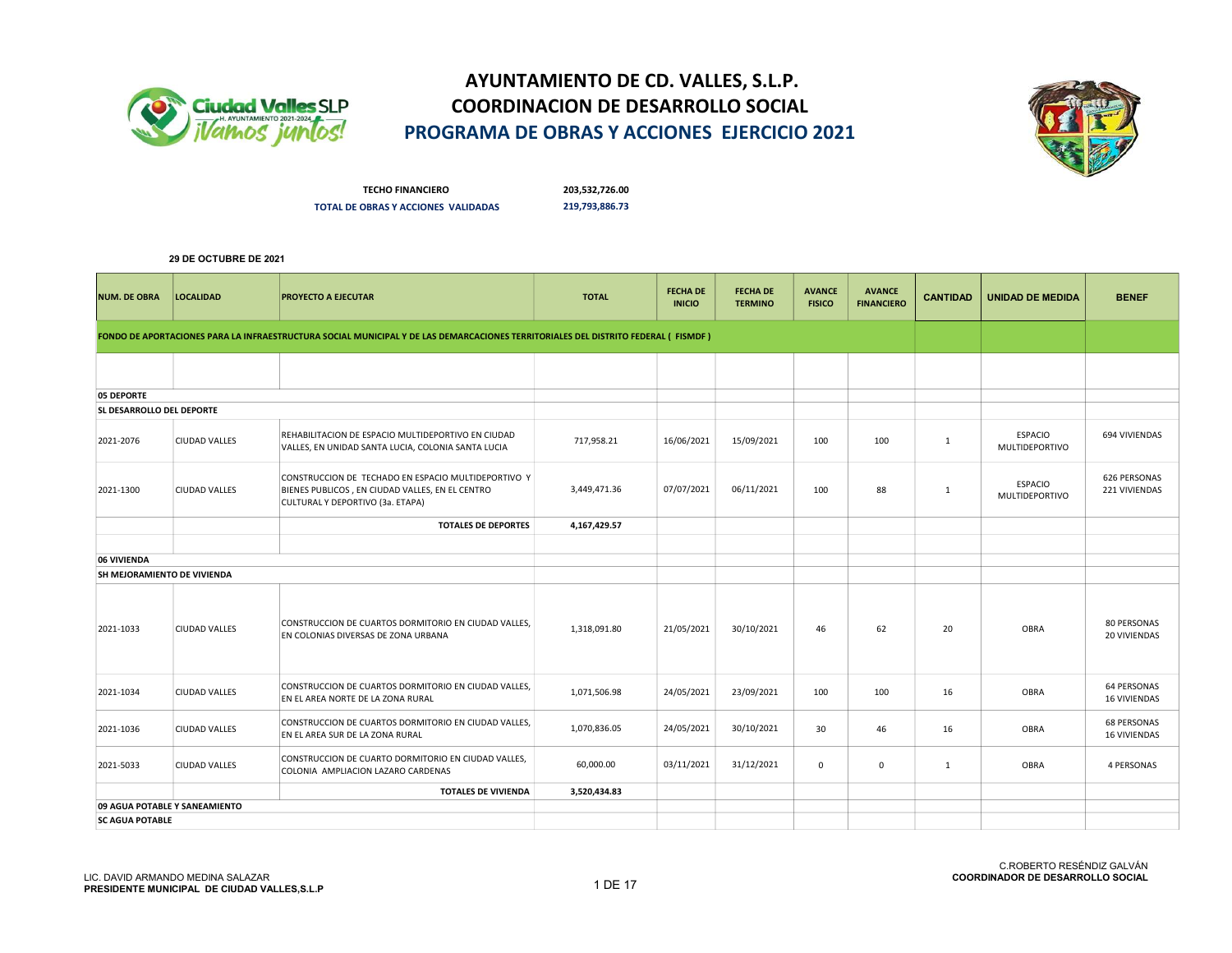# AYUNTAMIENTO DE CD. VALLES, S.L.P.
## COORDINACION DE DESARROLLO SOCIAL
## PROGRAMA DE OBRAS Y ACCIONES EJERCICIO 2021

**TECHO FINANCIERO** 203,532,726.00

**TOTAL DE OBRAS Y ACCIONES VALIDADAS** 219,793,886.73

**29 DE OCTUBRE DE 2021**

| NUM. DE OBRA | LOCALIDAD | PROYECTO A EJECUTAR | TOTAL | FECHA DE INICIO | FECHA DE TERMINO | AVANCE FISICO | AVANCE FINANCIERO | CANTIDAD | UNIDAD DE MEDIDA | BENEF |
|---|---|---|---|---|---|---|---|---|---|---|
| **FONDO DE APORTACIONES PARA LA INFRAESTRUCTURA SOCIAL MUNICIPAL Y DE LAS DEMARCACIONES TERRITORIALES DEL DISTRITO FEDERAL ( FISMDF )** | | | | | | | | | | |
| | | | | | | | | | | |
| **05 DEPORTE** | | | | | | | | | | |
| **SL DESARROLLO DEL DEPORTE** | | | | | | | | | | |
| 2021-2076 | CIUDAD VALLES | REHABILITACION DE ESPACIO MULTIDEPORTIVO EN CIUDAD VALLES, EN UNIDAD SANTA LUCIA, COLONIA SANTA LUCIA | 717,958.21 | 16/06/2021 | 15/09/2021 | 100 | 100 | 1 | ESPACIO MULTIDEPORTIVO | 694 VIVIENDAS |
| 2021-1300 | CIUDAD VALLES | CONSTRUCCION DE TECHADO EN ESPACIO MULTIDEPORTIVO Y BIENES PUBLICOS , EN CIUDAD VALLES, EN EL CENTRO CULTURAL Y DEPORTIVO (3a. ETAPA) | 3,449,471.36 | 07/07/2021 | 06/11/2021 | 100 | 88 | 1 | ESPACIO MULTIDEPORTIVO | 626 PERSONAS 221 VIVIENDAS |
| | | **TOTALES DE DEPORTES** | **4,167,429.57** | | | | | | | |
| | | | | | | | | | | |
| **06 VIVIENDA** | | | | | | | | | | |
| **SH MEJORAMIENTO DE VIVIENDA** | | | | | | | | | | |
| 2021-1033 | CIUDAD VALLES | CONSTRUCCION DE CUARTOS DORMITORIO EN CIUDAD VALLES, EN COLONIAS DIVERSAS DE ZONA URBANA | 1,318,091.80 | 21/05/2021 | 30/10/2021 | 46 | 62 | 20 | OBRA | 80 PERSONAS 20 VIVIENDAS |
| 2021-1034 | CIUDAD VALLES | CONSTRUCCION DE CUARTOS DORMITORIO EN CIUDAD VALLES, EN EL AREA NORTE DE LA ZONA RURAL | 1,071,506.98 | 24/05/2021 | 23/09/2021 | 100 | 100 | 16 | OBRA | 64 PERSONAS 16 VIVIENDAS |
| 2021-1036 | CIUDAD VALLES | CONSTRUCCION DE CUARTOS DORMITORIO EN CIUDAD VALLES, EN EL AREA SUR DE LA ZONA RURAL | 1,070,836.05 | 24/05/2021 | 30/10/2021 | 30 | 46 | 16 | OBRA | 68 PERSONAS 16 VIVIENDAS |
| 2021-5033 | CIUDAD VALLES | CONSTRUCCION DE CUARTO DORMITORIO EN CIUDAD VALLES, COLONIA AMPLIACION LAZARO CARDENAS | 60,000.00 | 03/11/2021 | 31/12/2021 | 0 | 0 | 1 | OBRA | 4 PERSONAS |
| | | **TOTALES DE VIVIENDA** | **3,520,434.83** | | | | | | | |
| **09 AGUA POTABLE Y SANEAMIENTO** | | | | | | | | | | |
| **SC AGUA POTABLE** | | | | | | | | | | |

LIC. DAVID ARMANDO MEDINA SALAZAR
**PRESIDENTE MUNICIPAL DE CIUDAD VALLES,S.L.P**

C.ROBERTO RESÉNDIZ GALVÁN
**COORDINADOR DE DESARROLLO SOCIAL**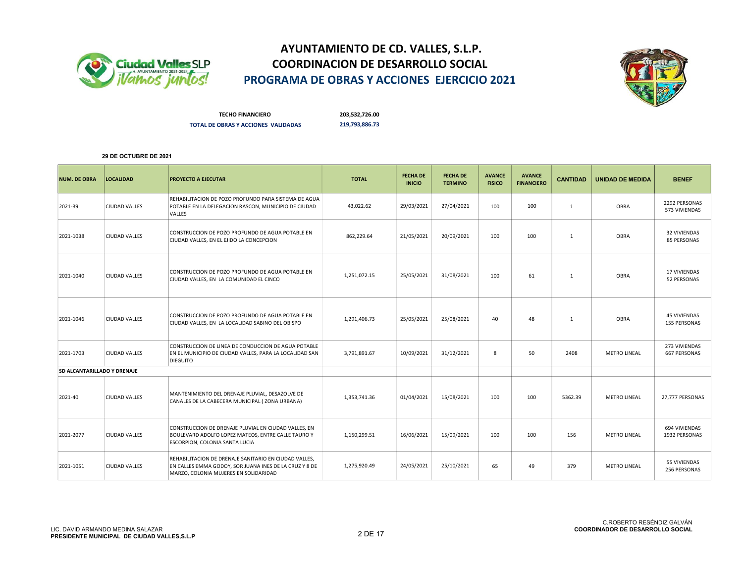# AYUNTAMIENTO DE CD. VALLES, S.L.P.
## COORDINACION DE DESARROLLO SOCIAL
## PROGRAMA DE OBRAS Y ACCIONES EJERCICIO 2021

**TECHO FINANCIERO** 203,532,726.00

**TOTAL DE OBRAS Y ACCIONES VALIDADAS** 219,793,886.73

**29 DE OCTUBRE DE 2021**

| NUM. DE OBRA | LOCALIDAD | PROYECTO A EJECUTAR | TOTAL | FECHA DE INICIO | FECHA DE TERMINO | AVANCE FISICO | AVANCE FINANCIERO | CANTIDAD | UNIDAD DE MEDIDA | BENEF |
|---|---|---|---|---|---|---|---|---|---|---|
| 2021-39 | CIUDAD VALLES | REHABILITACION DE POZO PROFUNDO PARA SISTEMA DE AGUA POTABLE EN LA DELEGACION RASCON, MUNICIPIO DE CIUDAD VALLES | 43,022.62 | 29/03/2021 | 27/04/2021 | 100 | 100 | 1 | OBRA | 2292 PERSONAS 573 VIVIENDAS |
| 2021-1038 | CIUDAD VALLES | CONSTRUCCION DE POZO PROFUNDO DE AGUA POTABLE EN CIUDAD VALLES, EN EL EJIDO LA CONCEPCION | 862,229.64 | 21/05/2021 | 20/09/2021 | 100 | 100 | 1 | OBRA | 32 VIVIENDAS 85 PERSONAS |
| 2021-1040 | CIUDAD VALLES | CONSTRUCCION DE POZO PROFUNDO DE AGUA POTABLE EN CIUDAD VALLES, EN LA COMUNIDAD EL CINCO | 1,251,072.15 | 25/05/2021 | 31/08/2021 | 100 | 61 | 1 | OBRA | 17 VIVIENDAS 52 PERSONAS |
| 2021-1046 | CIUDAD VALLES | CONSTRUCCION DE POZO PROFUNDO DE AGUA POTABLE EN CIUDAD VALLES, EN LA LOCALIDAD SABINO DEL OBISPO | 1,291,406.73 | 25/05/2021 | 25/08/2021 | 40 | 48 | 1 | OBRA | 45 VIVIENDAS 155 PERSONAS |
| 2021-1703 | CIUDAD VALLES | CONSTRUCCION DE LINEA DE CONDUCCION DE AGUA POTABLE EN EL MUNICIPIO DE CIUDAD VALLES, PARA LA LOCALIDAD SAN DIEGUITO | 3,791,891.67 | 10/09/2021 | 31/12/2021 | 8 | 50 | 2408 | METRO LINEAL | 273 VIVIENDAS 667 PERSONAS |
| **SD ALCANTARILLADO Y DRENAJE** | | | | | | | | | | |
| 2021-40 | CIUDAD VALLES | MANTENIMIENTO DEL DRENAJE PLUVIAL, DESAZOLVE DE CANALES DE LA CABECERA MUNICIPAL ( ZONA URBANA) | 1,353,741.36 | 01/04/2021 | 15/08/2021 | 100 | 100 | 5362.39 | METRO LINEAL | 27,777 PERSONAS |
| 2021-2077 | CIUDAD VALLES | CONSTRUCCION DE DRENAJE PLUVIAL EN CIUDAD VALLES, EN BOULEVARD ADOLFO LOPEZ MATEOS, ENTRE CALLE TAURO Y ESCORPION, COLONIA SANTA LUCIA | 1,150,299.51 | 16/06/2021 | 15/09/2021 | 100 | 100 | 156 | METRO LINEAL | 694 VIVIENDAS 1932 PERSONAS |
| 2021-1051 | CIUDAD VALLES | REHABILITACION DE DRENAJE SANITARIO EN CIUDAD VALLES, EN CALLES EMMA GODOY, SOR JUANA INES DE LA CRUZ Y 8 DE MARZO, COLONIA MUJERES EN SOLIDARIDAD | 1,275,920.49 | 24/05/2021 | 25/10/2021 | 65 | 49 | 379 | METRO LINEAL | 55 VIVIENDAS 256 PERSONAS |

LIC. DAVID ARMANDO MEDINA SALAZAR
**PRESIDENTE MUNICIPAL DE CIUDAD VALLES,S.L.P**

C.ROBERTO RESÉNDIZ GALVÁN
**COORDINADOR DE DESARROLLO SOCIAL**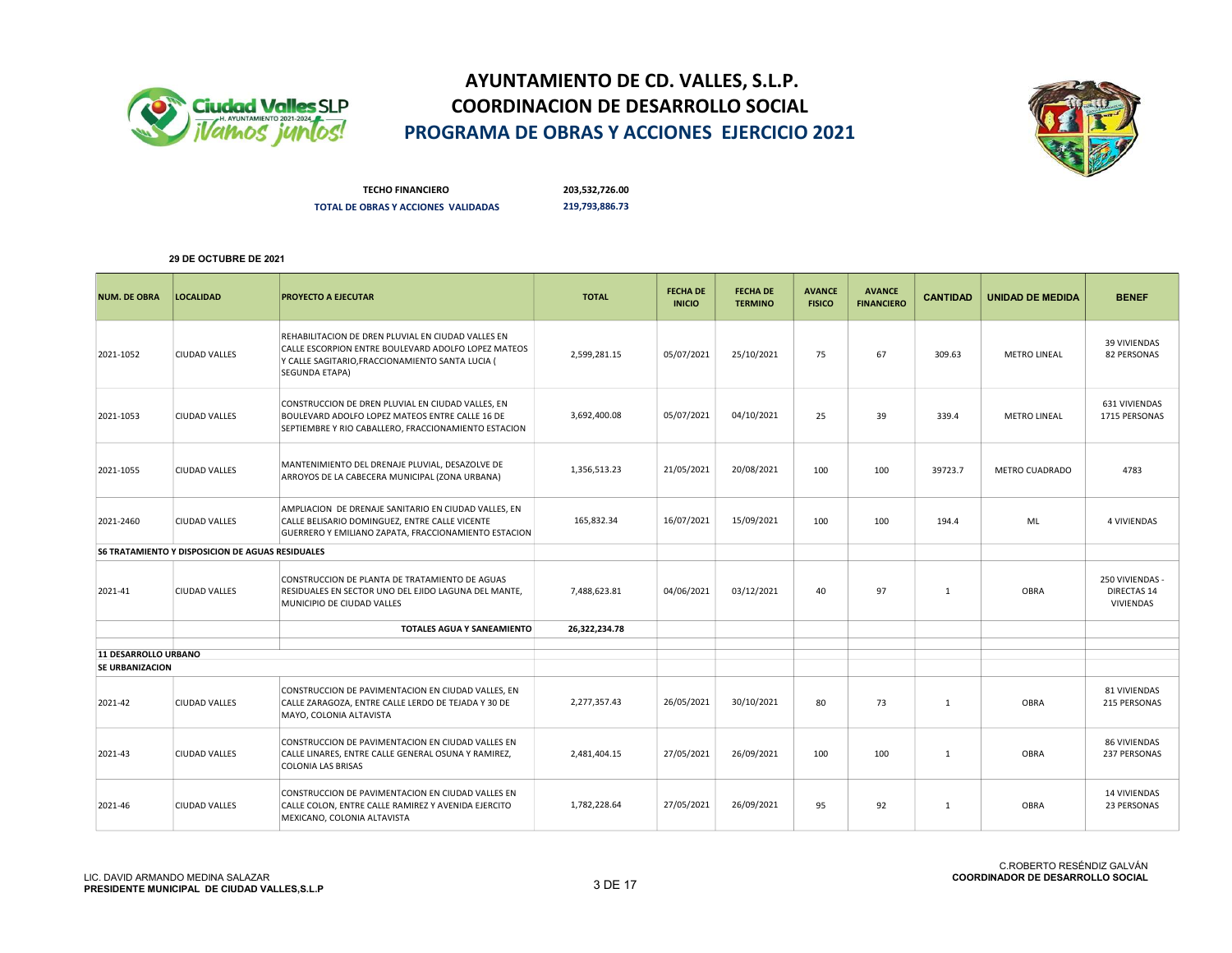# AYUNTAMIENTO DE CD. VALLES, S.L.P.
## COORDINACION DE DESARROLLO SOCIAL
## PROGRAMA DE OBRAS Y ACCIONES EJERCICIO 2021

**TECHO FINANCIERO** 203,532,726.00

**TOTAL DE OBRAS Y ACCIONES VALIDADAS** 219,793,886.73

**29 DE OCTUBRE DE 2021**

| NUM. DE OBRA | LOCALIDAD | PROYECTO A EJECUTAR | TOTAL | FECHA DE INICIO | FECHA DE TERMINO | AVANCE FISICO | AVANCE FINANCIERO | CANTIDAD | UNIDAD DE MEDIDA | BENEF |
|---|---|---|---|---|---|---|---|---|---|---|
| 2021-1052 | CIUDAD VALLES | REHABILITACION DE DREN PLUVIAL EN CIUDAD VALLES EN CALLE ESCORPION ENTRE BOULEVARD ADOLFO LOPEZ MATEOS Y CALLE SAGITARIO,FRACCIONAMIENTO SANTA LUCIA ( SEGUNDA ETAPA) | 2,599,281.15 | 05/07/2021 | 25/10/2021 | 75 | 67 | 309.63 | METRO LINEAL | 39 VIVIENDAS 82 PERSONAS |
| 2021-1053 | CIUDAD VALLES | CONSTRUCCION DE DREN PLUVIAL EN CIUDAD VALLES, EN BOULEVARD ADOLFO LOPEZ MATEOS ENTRE CALLE 16 DE SEPTIEMBRE Y RIO CABALLERO, FRACCIONAMIENTO ESTACION | 3,692,400.08 | 05/07/2021 | 04/10/2021 | 25 | 39 | 339.4 | METRO LINEAL | 631 VIVIENDAS 1715 PERSONAS |
| 2021-1055 | CIUDAD VALLES | MANTENIMIENTO DEL DRENAJE PLUVIAL, DESAZOLVE DE ARROYOS DE LA CABECERA MUNICIPAL (ZONA URBANA) | 1,356,513.23 | 21/05/2021 | 20/08/2021 | 100 | 100 | 39723.7 | METRO CUADRADO | 4783 |
| 2021-2460 | CIUDAD VALLES | AMPLIACION DE DRENAJE SANITARIO EN CIUDAD VALLES, EN CALLE BELISARIO DOMINGUEZ, ENTRE CALLE VICENTE GUERRERO Y EMILIANO ZAPATA, FRACCIONAMIENTO ESTACION | 165,832.34 | 16/07/2021 | 15/09/2021 | 100 | 100 | 194.4 | ML | 4 VIVIENDAS |
| **S6 TRATAMIENTO Y DISPOSICION DE AGUAS RESIDUALES** | | | | | | | | | | |
| 2021-41 | CIUDAD VALLES | CONSTRUCCION DE PLANTA DE TRATAMIENTO DE AGUAS RESIDUALES EN SECTOR UNO DEL EJIDO LAGUNA DEL MANTE, MUNICIPIO DE CIUDAD VALLES | 7,488,623.81 | 04/06/2021 | 03/12/2021 | 40 | 97 | 1 | OBRA | 250 VIVIENDAS - DIRECTAS 14 VIVIENDAS |
| | | **TOTALES AGUA Y SANEAMIENTO** | **26,322,234.78** | | | | | | | |
| **11 DESARROLLO URBANO** | | | | | | | | | | |
| **SE URBANIZACION** | | | | | | | | | | |
| 2021-42 | CIUDAD VALLES | CONSTRUCCION DE PAVIMENTACION EN CIUDAD VALLES, EN CALLE ZARAGOZA, ENTRE CALLE LERDO DE TEJADA Y 30 DE MAYO, COLONIA ALTAVISTA | 2,277,357.43 | 26/05/2021 | 30/10/2021 | 80 | 73 | 1 | OBRA | 81 VIVIENDAS 215 PERSONAS |
| 2021-43 | CIUDAD VALLES | CONSTRUCCION DE PAVIMENTACION EN CIUDAD VALLES EN CALLE LINARES, ENTRE CALLE GENERAL OSUNA Y RAMIREZ, COLONIA LAS BRISAS | 2,481,404.15 | 27/05/2021 | 26/09/2021 | 100 | 100 | 1 | OBRA | 86 VIVIENDAS 237 PERSONAS |
| 2021-46 | CIUDAD VALLES | CONSTRUCCION DE PAVIMENTACION EN CIUDAD VALLES EN CALLE COLON, ENTRE CALLE RAMIREZ Y AVENIDA EJERCITO MEXICANO, COLONIA ALTAVISTA | 1,782,228.64 | 27/05/2021 | 26/09/2021 | 95 | 92 | 1 | OBRA | 14 VIVIENDAS 23 PERSONAS |

LIC. DAVID ARMANDO MEDINA SALAZAR
**PRESIDENTE MUNICIPAL DE CIUDAD VALLES,S.L.P**

C.ROBERTO RESÉNDIZ GALVÁN
**COORDINADOR DE DESARROLLO SOCIAL**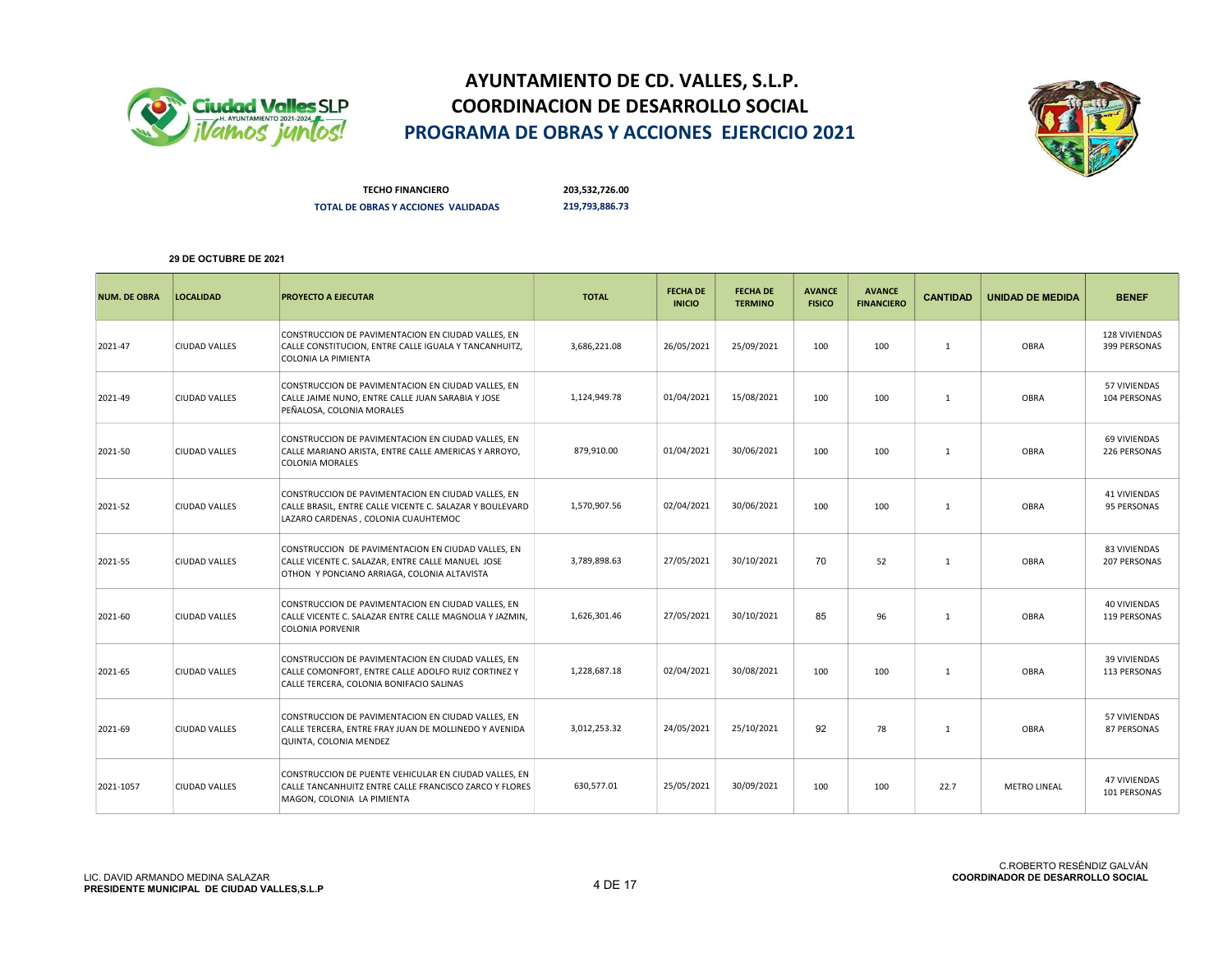# AYUNTAMIENTO DE CD. VALLES, S.L.P.
## COORDINACION DE DESARROLLO SOCIAL
## PROGRAMA DE OBRAS Y ACCIONES EJERCICIO 2021

**TECHO FINANCIERO** 203,532,726.00

**TOTAL DE OBRAS Y ACCIONES VALIDADAS** 219,793,886.73

**29 DE OCTUBRE DE 2021**

| NUM. DE OBRA | LOCALIDAD | PROYECTO A EJECUTAR | TOTAL | FECHA DE INICIO | FECHA DE TERMINO | AVANCE FISICO | AVANCE FINANCIERO | CANTIDAD | UNIDAD DE MEDIDA | BENEF |
|---|---|---|---|---|---|---|---|---|---|---|
| 2021-47 | CIUDAD VALLES | CONSTRUCCION DE PAVIMENTACION EN CIUDAD VALLES, EN CALLE CONSTITUCION, ENTRE CALLE IGUALA Y TANCANHUITZ, COLONIA LA PIMIENTA | 3,686,221.08 | 26/05/2021 | 25/09/2021 | 100 | 100 | 1 | OBRA | 128 VIVIENDAS 399 PERSONAS |
| 2021-49 | CIUDAD VALLES | CONSTRUCCION DE PAVIMENTACION EN CIUDAD VALLES, EN CALLE JAIME NUNO, ENTRE CALLE JUAN SARABIA Y JOSE PEÑALOSA, COLONIA MORALES | 1,124,949.78 | 01/04/2021 | 15/08/2021 | 100 | 100 | 1 | OBRA | 57 VIVIENDAS 104 PERSONAS |
| 2021-50 | CIUDAD VALLES | CONSTRUCCION DE PAVIMENTACION EN CIUDAD VALLES, EN CALLE MARIANO ARISTA, ENTRE CALLE AMERICAS Y ARROYO, COLONIA MORALES | 879,910.00 | 01/04/2021 | 30/06/2021 | 100 | 100 | 1 | OBRA | 69 VIVIENDAS 226 PERSONAS |
| 2021-52 | CIUDAD VALLES | CONSTRUCCION DE PAVIMENTACION EN CIUDAD VALLES, EN CALLE BRASIL, ENTRE CALLE VICENTE C. SALAZAR Y BOULEVARD LAZARO CARDENAS , COLONIA CUAUHTEMOC | 1,570,907.56 | 02/04/2021 | 30/06/2021 | 100 | 100 | 1 | OBRA | 41 VIVIENDAS 95 PERSONAS |
| 2021-55 | CIUDAD VALLES | CONSTRUCCION DE PAVIMENTACION EN CIUDAD VALLES, EN CALLE VICENTE C. SALAZAR, ENTRE CALLE MANUEL JOSE OTHON Y PONCIANO ARRIAGA, COLONIA ALTAVISTA | 3,789,898.63 | 27/05/2021 | 30/10/2021 | 70 | 52 | 1 | OBRA | 83 VIVIENDAS 207 PERSONAS |
| 2021-60 | CIUDAD VALLES | CONSTRUCCION DE PAVIMENTACION EN CIUDAD VALLES, EN CALLE VICENTE C. SALAZAR ENTRE CALLE MAGNOLIA Y JAZMIN, COLONIA PORVENIR | 1,626,301.46 | 27/05/2021 | 30/10/2021 | 85 | 96 | 1 | OBRA | 40 VIVIENDAS 119 PERSONAS |
| 2021-65 | CIUDAD VALLES | CONSTRUCCION DE PAVIMENTACION EN CIUDAD VALLES, EN CALLE COMONFORT, ENTRE CALLE ADOLFO RUIZ CORTINEZ Y CALLE TERCERA, COLONIA BONIFACIO SALINAS | 1,228,687.18 | 02/04/2021 | 30/08/2021 | 100 | 100 | 1 | OBRA | 39 VIVIENDAS 113 PERSONAS |
| 2021-69 | CIUDAD VALLES | CONSTRUCCION DE PAVIMENTACION EN CIUDAD VALLES, EN CALLE TERCERA, ENTRE FRAY JUAN DE MOLLINEDO Y AVENIDA QUINTA, COLONIA MENDEZ | 3,012,253.32 | 24/05/2021 | 25/10/2021 | 92 | 78 | 1 | OBRA | 57 VIVIENDAS 87 PERSONAS |
| 2021-1057 | CIUDAD VALLES | CONSTRUCCION DE PUENTE VEHICULAR EN CIUDAD VALLES, EN CALLE TANCANHUITZ ENTRE CALLE FRANCISCO ZARCO Y FLORES MAGON, COLONIA LA PIMIENTA | 630,577.01 | 25/05/2021 | 30/09/2021 | 100 | 100 | 22.7 | METRO LINEAL | 47 VIVIENDAS 101 PERSONAS |

LIC. DAVID ARMANDO MEDINA SALAZAR
**PRESIDENTE MUNICIPAL DE CIUDAD VALLES,S.L.P**

C.ROBERTO RESÉNDIZ GALVÁN
**COORDINADOR DE DESARROLLO SOCIAL**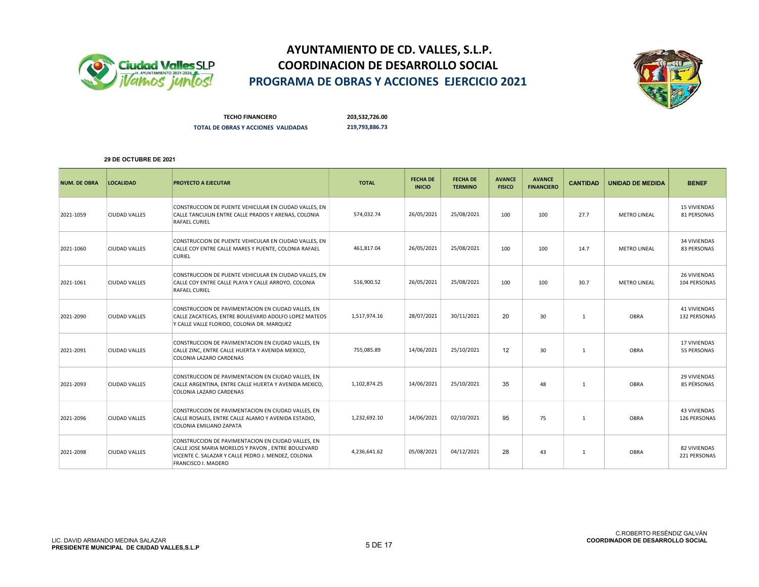# AYUNTAMIENTO DE CD. VALLES, S.L.P.
## COORDINACION DE DESARROLLO SOCIAL
## PROGRAMA DE OBRAS Y ACCIONES EJERCICIO 2021

**TECHO FINANCIERO** 203,532,726.00

**TOTAL DE OBRAS Y ACCIONES VALIDADAS** 219,793,886.73

**29 DE OCTUBRE DE 2021**

| NUM. DE OBRA | LOCALIDAD | PROYECTO A EJECUTAR | TOTAL | FECHA DE INICIO | FECHA DE TERMINO | AVANCE FISICO | AVANCE FINANCIERO | CANTIDAD | UNIDAD DE MEDIDA | BENEF |
|---|---|---|---|---|---|---|---|---|---|---|
| 2021-1059 | CIUDAD VALLES | CONSTRUCCION DE PUENTE VEHICULAR EN CIUDAD VALLES, EN CALLE TANCUILIN ENTRE CALLE PRADOS Y ARENAS, COLONIA RAFAEL CURIEL | 574,032.74 | 26/05/2021 | 25/08/2021 | 100 | 100 | 27.7 | METRO LINEAL | 15 VIVIENDAS 81 PERSONAS |
| 2021-1060 | CIUDAD VALLES | CONSTRUCCION DE PUENTE VEHICULAR EN CIUDAD VALLES, EN CALLE COY ENTRE CALLE MARES Y PUENTE, COLONIA RAFAEL CURIEL | 461,817.04 | 26/05/2021 | 25/08/2021 | 100 | 100 | 14.7 | METRO LINEAL | 34 VIVIENDAS 83 PERSONAS |
| 2021-1061 | CIUDAD VALLES | CONSTRUCCION DE PUENTE VEHICULAR EN CIUDAD VALLES, EN CALLE COY ENTRE CALLE PLAYA Y CALLE ARROYO, COLONIA RAFAEL CURIEL | 516,900.52 | 26/05/2021 | 25/08/2021 | 100 | 100 | 30.7 | METRO LINEAL | 26 VIVIENDAS 104 PERSONAS |
| 2021-2090 | CIUDAD VALLES | CONSTRUCCION DE PAVIMENTACION EN CIUDAD VALLES, EN CALLE ZACATECAS, ENTRE BOULEVARD ADOLFO LOPEZ MATEOS Y CALLE VALLE FLORIDO, COLONIA DR. MARQUEZ | 1,517,974.16 | 28/07/2021 | 30/11/2021 | 20 | 30 | 1 | OBRA | 41 VIVIENDAS 132 PERSONAS |
| 2021-2091 | CIUDAD VALLES | CONSTRUCCION DE PAVIMENTACION EN CIUDAD VALLES, EN CALLE ZINC, ENTRE CALLE HUERTA Y AVENIDA MEXICO, COLONIA LAZARO CARDENAS | 755,085.89 | 14/06/2021 | 25/10/2021 | 12 | 30 | 1 | OBRA | 17 VIVIENDAS 55 PERSONAS |
| 2021-2093 | CIUDAD VALLES | CONSTRUCCION DE PAVIMENTACION EN CIUDAD VALLES, EN CALLE ARGENTINA, ENTRE CALLE HUERTA Y AVENIDA MEXICO, COLONIA LAZARO CARDENAS | 1,102,874.25 | 14/06/2021 | 25/10/2021 | 35 | 48 | 1 | OBRA | 29 VIVIENDAS 85 PÉRSONAS |
| 2021-2096 | CIUDAD VALLES | CONSTRUCCION DE PAVIMENTACION EN CIUDAD VALLES, EN CALLE ROSALES, ENTRE CALLE ALAMO Y AVENIDA ESTADIO, COLONIA EMILIANO ZAPATA | 1,232,692.10 | 14/06/2021 | 02/10/2021 | 95 | 75 | 1 | OBRA | 43 VIVIENDAS 126 PERSONAS |
| 2021-2098 | CIUDAD VALLES | CONSTRUCCION DE PAVIMENTACION EN CIUDAD VALLES, EN CALLE JOSE MARIA MORELOS Y PAVON , ENTRE BOULEVARD VICENTE C. SALAZAR Y CALLE PEDRO J. MENDEZ, COLONIA FRANCISCO I. MADERO | 4,236,641.62 | 05/08/2021 | 04/12/2021 | 28 | 43 | 1 | OBRA | 82 VIVIENDAS 221 PERSONAS |

LIC. DAVID ARMANDO MEDINA SALAZAR
**PRESIDENTE MUNICIPAL DE CIUDAD VALLES,S.L.P**

C.ROBERTO RESÉNDIZ GALVÁN
**COORDINADOR DE DESARROLLO SOCIAL**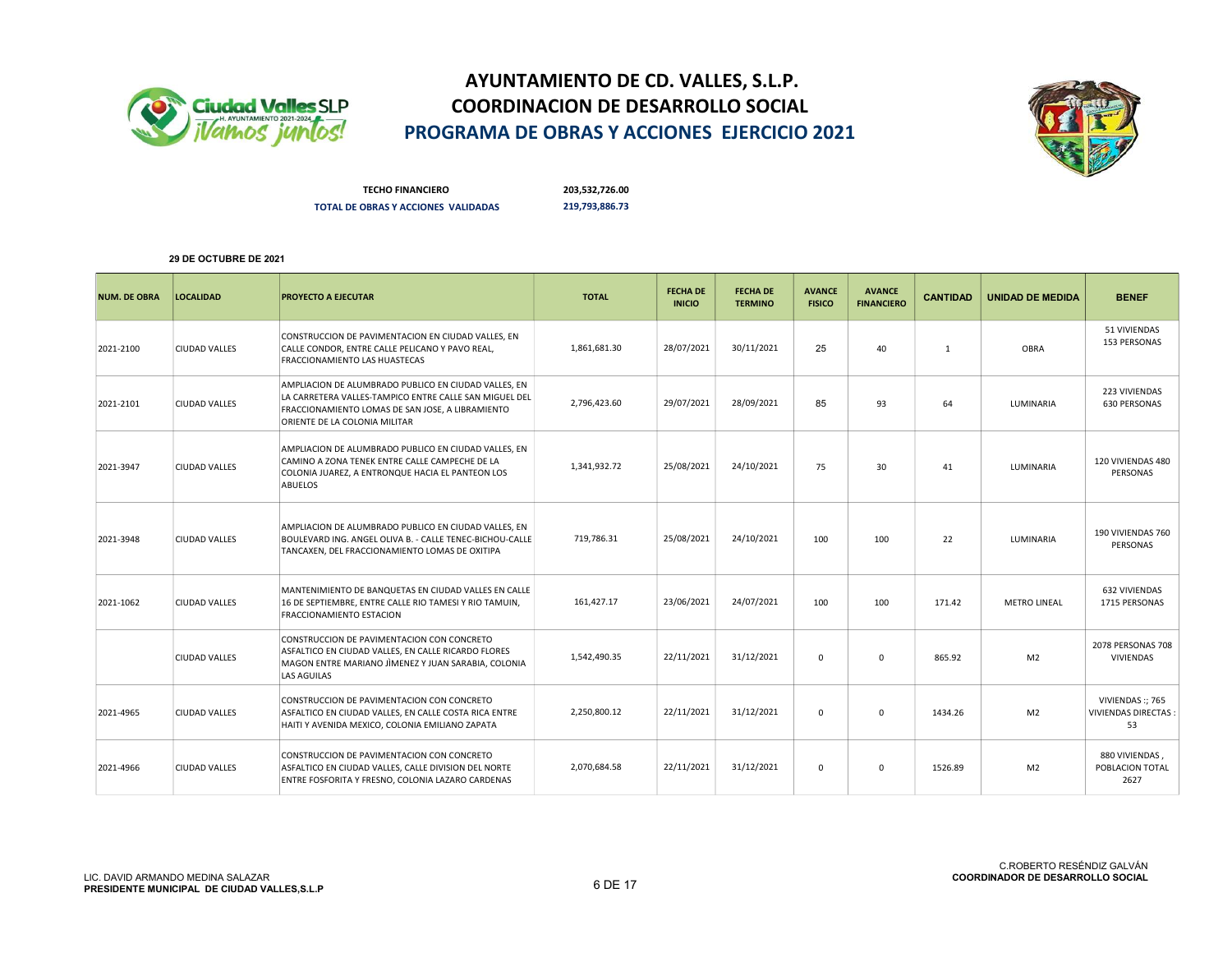# AYUNTAMIENTO DE CD. VALLES, S.L.P.
## COORDINACION DE DESARROLLO SOCIAL
## PROGRAMA DE OBRAS Y ACCIONES EJERCICIO 2021

**TECHO FINANCIERO** 203,532,726.00

**TOTAL DE OBRAS Y ACCIONES VALIDADAS** 219,793,886.73

**29 DE OCTUBRE DE 2021**

| NUM. DE OBRA | LOCALIDAD | PROYECTO A EJECUTAR | TOTAL | FECHA DE INICIO | FECHA DE TERMINO | AVANCE FISICO | AVANCE FINANCIERO | CANTIDAD | UNIDAD DE MEDIDA | BENEF |
|---|---|---|---|---|---|---|---|---|---|---|
| 2021-2100 | CIUDAD VALLES | CONSTRUCCION DE PAVIMENTACION EN CIUDAD VALLES, EN CALLE CONDOR, ENTRE CALLE PELICANO Y PAVO REAL, FRACCIONAMIENTO LAS HUASTECAS | 1,861,681.30 | 28/07/2021 | 30/11/2021 | 25 | 40 | 1 | OBRA | 51 VIVIENDAS 153 PERSONAS |
| 2021-2101 | CIUDAD VALLES | AMPLIACION DE ALUMBRADO PUBLICO EN CIUDAD VALLES, EN LA CARRETERA VALLES-TAMPICO ENTRE CALLE SAN MIGUEL DEL FRACCIONAMIENTO LOMAS DE SAN JOSE, A LIBRAMIENTO ORIENTE DE LA COLONIA MILITAR | 2,796,423.60 | 29/07/2021 | 28/09/2021 | 85 | 93 | 64 | LUMINARIA | 223 VIVIENDAS 630 PERSONAS |
| 2021-3947 | CIUDAD VALLES | AMPLIACION DE ALUMBRADO PUBLICO EN CIUDAD VALLES, EN CAMINO A ZONA TENEK ENTRE CALLE CAMPECHE DE LA COLONIA JUAREZ, A ENTRONQUE HACIA EL PANTEON LOS ABUELOS | 1,341,932.72 | 25/08/2021 | 24/10/2021 | 75 | 30 | 41 | LUMINARIA | 120 VIVIENDAS 480 PERSONAS |
| 2021-3948 | CIUDAD VALLES | AMPLIACION DE ALUMBRADO PUBLICO EN CIUDAD VALLES, EN BOULEVARD ING. ANGEL OLIVA B. - CALLE TENEC-BICHOU-CALLE TANCAXEN, DEL FRACCIONAMIENTO LOMAS DE OXITIPA | 719,786.31 | 25/08/2021 | 24/10/2021 | 100 | 100 | 22 | LUMINARIA | 190 VIVIENDAS 760 PERSONAS |
| 2021-1062 | CIUDAD VALLES | MANTENIMIENTO DE BANQUETAS EN CIUDAD VALLES EN CALLE 16 DE SEPTIEMBRE, ENTRE CALLE RIO TAMESI Y RIO TAMUIN, FRACCIONAMIENTO ESTACION | 161,427.17 | 23/06/2021 | 24/07/2021 | 100 | 100 | 171.42 | METRO LINEAL | 632 VIVIENDAS 1715 PERSONAS |
| | CIUDAD VALLES | CONSTRUCCION DE PAVIMENTACION CON CONCRETO ASFALTICO EN CIUDAD VALLES, EN CALLE RICARDO FLORES MAGON ENTRE MARIANO JÌMENEZ Y JUAN SARABIA, COLONIA LAS AGUILAS | 1,542,490.35 | 22/11/2021 | 31/12/2021 | 0 | 0 | 865.92 | M2 | 2078 PERSONAS 708 VIVIENDAS |
| 2021-4965 | CIUDAD VALLES | CONSTRUCCION DE PAVIMENTACION CON CONCRETO ASFALTICO EN CIUDAD VALLES, EN CALLE COSTA RICA ENTRE HAITI Y AVENIDA MEXICO, COLONIA EMILIANO ZAPATA | 2,250,800.12 | 22/11/2021 | 31/12/2021 | 0 | 0 | 1434.26 | M2 | VIVIENDAS :; 765 VIVIENDAS DIRECTAS : 53 |
| 2021-4966 | CIUDAD VALLES | CONSTRUCCION DE PAVIMENTACION CON CONCRETO ASFALTICO EN CIUDAD VALLES, CALLE DIVISION DEL NORTE ENTRE FOSFORITA Y FRESNO, COLONIA LAZARO CARDENAS | 2,070,684.58 | 22/11/2021 | 31/12/2021 | 0 | 0 | 1526.89 | M2 | 880 VIVIENDAS , POBLACION TOTAL 2627 |

LIC. DAVID ARMANDO MEDINA SALAZAR
**PRESIDENTE MUNICIPAL DE CIUDAD VALLES,S.L.P**

C.ROBERTO RESÉNDIZ GALVÁN
**COORDINADOR DE DESARROLLO SOCIAL**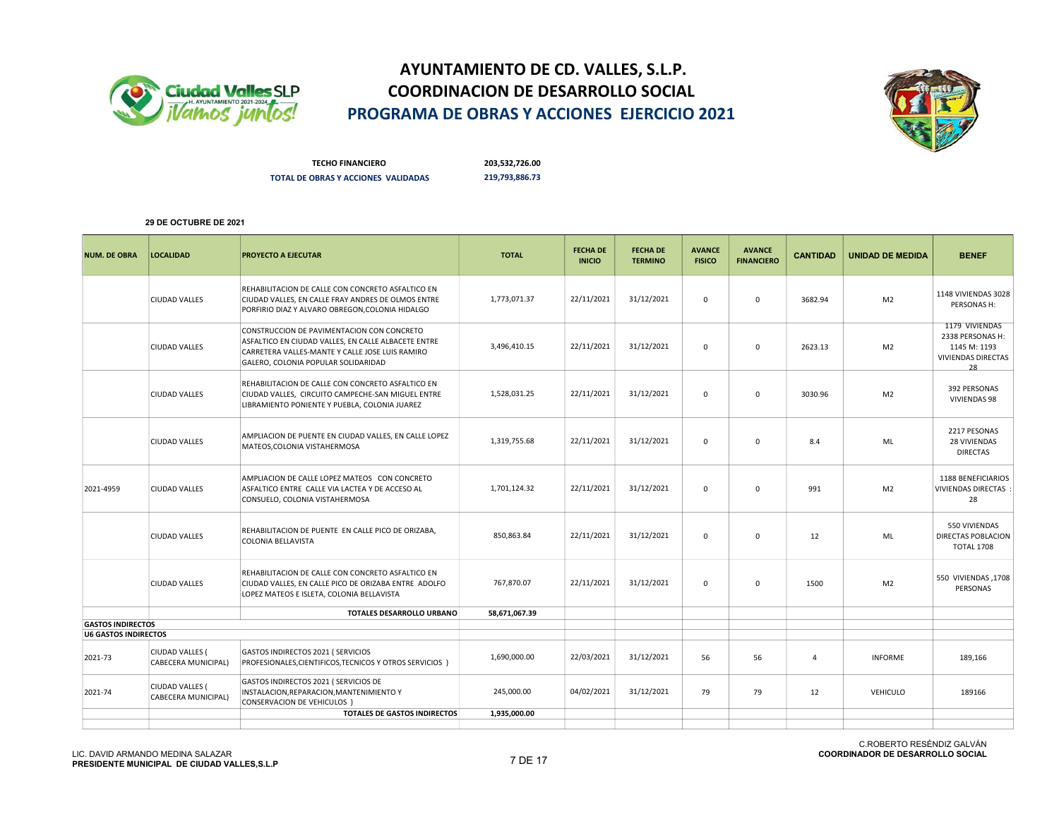# AYUNTAMIENTO DE CD. VALLES, S.L.P.
## COORDINACION DE DESARROLLO SOCIAL
## PROGRAMA DE OBRAS Y ACCIONES EJERCICIO 2021

**TECHO FINANCIERO** 203,532,726.00

**TOTAL DE OBRAS Y ACCIONES VALIDADAS** 219,793,886.73

**29 DE OCTUBRE DE 2021**

| NUM. DE OBRA | LOCALIDAD | PROYECTO A EJECUTAR | TOTAL | FECHA DE INICIO | FECHA DE TERMINO | AVANCE FISICO | AVANCE FINANCIERO | CANTIDAD | UNIDAD DE MEDIDA | BENEF |
|---|---|---|---|---|---|---|---|---|---|---|
| | CIUDAD VALLES | REHABILITACION DE CALLE CON CONCRETO ASFALTICO EN CIUDAD VALLES, EN CALLE FRAY ANDRES DE OLMOS ENTRE PORFIRIO DIAZ Y ALVARO OBREGON,COLONIA HIDALGO | 1,773,071.37 | 22/11/2021 | 31/12/2021 | 0 | 0 | 3682.94 | M2 | 1148 VIVIENDAS 3028 PERSONAS H: |
| | CIUDAD VALLES | CONSTRUCCION DE PAVIMENTACION CON CONCRETO ASFALTICO EN CIUDAD VALLES, EN CALLE ALBACETE ENTRE CARRETERA VALLES-MANTE Y CALLE JOSE LUIS RAMIRO GALERO, COLONIA POPULAR SOLIDARIDAD | 3,496,410.15 | 22/11/2021 | 31/12/2021 | 0 | 0 | 2623.13 | M2 | 1179 VIVIENDAS 2338 PERSONAS H: 1145 M: 1193 VIVIENDAS DIRECTAS 28 |
| | CIUDAD VALLES | REHABILITACION DE CALLE CON CONCRETO ASFALTICO EN CIUDAD VALLES, CIRCUITO CAMPECHE-SAN MIGUEL ENTRE LIBRAMIENTO PONIENTE Y PUEBLA, COLONIA JUAREZ | 1,528,031.25 | 22/11/2021 | 31/12/2021 | 0 | 0 | 3030.96 | M2 | 392 PERSONAS VIVIENDAS 98 |
| | CIUDAD VALLES | AMPLIACION DE PUENTE EN CIUDAD VALLES, EN CALLE LOPEZ MATEOS,COLONIA VISTAHERMOSA | 1,319,755.68 | 22/11/2021 | 31/12/2021 | 0 | 0 | 8.4 | ML | 2217 PESONAS 28 VIVIENDAS DIRECTAS |
| 2021-4959 | CIUDAD VALLES | AMPLIACION DE CALLE LOPEZ MATEOS CON CONCRETO ASFALTICO ENTRE CALLE VIA LACTEA Y DE ACCESO AL CONSUELO, COLONIA VISTAHERMOSA | 1,701,124.32 | 22/11/2021 | 31/12/2021 | 0 | 0 | 991 | M2 | 1188 BENEFICIARIOS VIVIENDAS DIRECTAS : 28 |
| | CIUDAD VALLES | REHABILITACION DE PUENTE EN CALLE PICO DE ORIZABA, COLONIA BELLAVISTA | 850,863.84 | 22/11/2021 | 31/12/2021 | 0 | 0 | 12 | ML | 550 VIVIENDAS DIRECTAS POBLACION TOTAL 1708 |
| | CIUDAD VALLES | REHABILITACION DE CALLE CON CONCRETO ASFALTICO EN CIUDAD VALLES, EN CALLE PICO DE ORIZABA ENTRE ADOLFO LOPEZ MATEOS E ISLETA, COLONIA BELLAVISTA | 767,870.07 | 22/11/2021 | 31/12/2021 | 0 | 0 | 1500 | M2 | 550 VIVIENDAS ,1708 PERSONAS |
| | | **TOTALES DESARROLLO URBANO** | **58,671,067.39** | | | | | | | |
| **GASTOS INDIRECTOS** | | | | | | | | | | |
| **U6 GASTOS INDIRECTOS** | | | | | | | | | | |
| 2021-73 | CIUDAD VALLES ( CABECERA MUNICIPAL) | GASTOS INDIRECTOS 2021 ( SERVICIOS PROFESIONALES,CIENTIFICOS,TECNICOS Y OTROS SERVICIOS ) | 1,690,000.00 | 22/03/2021 | 31/12/2021 | 56 | 56 | 4 | INFORME | 189,166 |
| 2021-74 | CIUDAD VALLES ( CABECERA MUNICIPAL) | GASTOS INDIRECTOS 2021 ( SERVICIOS DE INSTALACION,REPARACION,MANTENIMIENTO Y CONSERVACION DE VEHICULOS ) | 245,000.00 | 04/02/2021 | 31/12/2021 | 79 | 79 | 12 | VEHICULO | 189166 |
| | | **TOTALES DE GASTOS INDIRECTOS** | **1,935,000.00** | | | | | | | |

LIC. DAVID ARMANDO MEDINA SALAZAR
**PRESIDENTE MUNICIPAL DE CIUDAD VALLES,S.L.P**

C.ROBERTO RESÉNDIZ GALVÁN
**COORDINADOR DE DESARROLLO SOCIAL**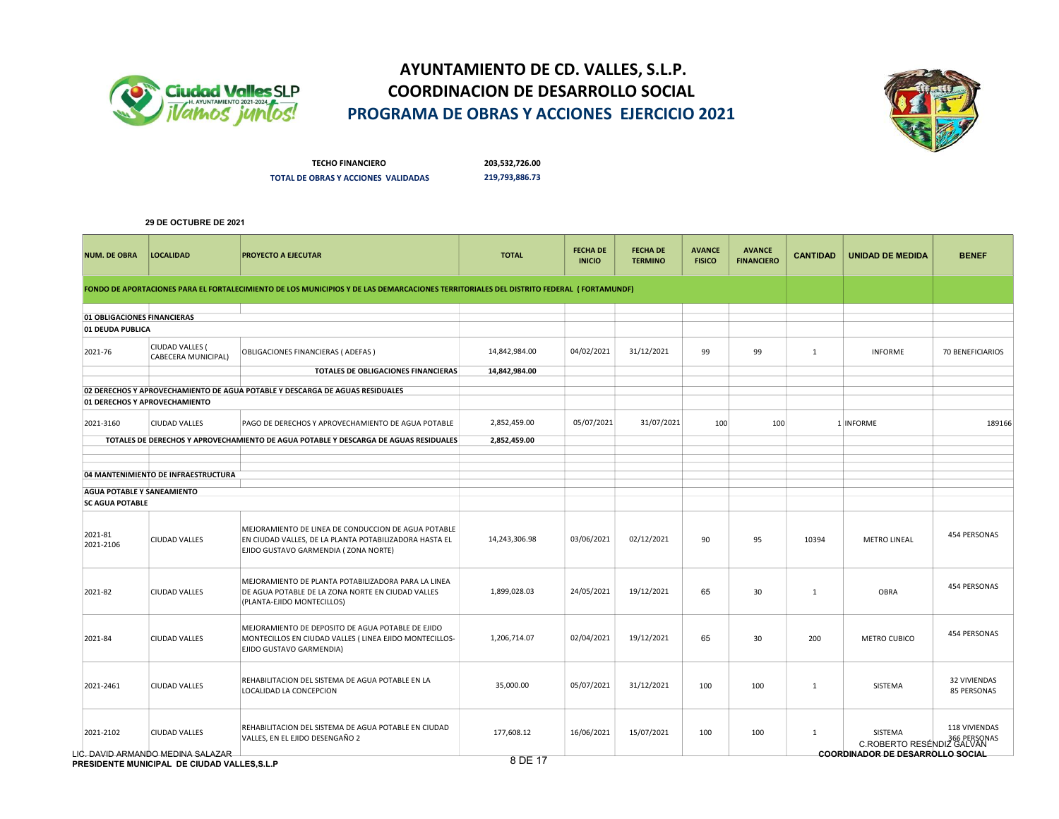# AYUNTAMIENTO DE CD. VALLES, S.L.P.
## COORDINACION DE DESARROLLO SOCIAL
## PROGRAMA DE OBRAS Y ACCIONES EJERCICIO 2021

**TECHO FINANCIERO** 203,532,726.00

**TOTAL DE OBRAS Y ACCIONES VALIDADAS** 219,793,886.73

**29 DE OCTUBRE DE 2021**

| NUM. DE OBRA | LOCALIDAD | PROYECTO A EJECUTAR | TOTAL | FECHA DE INICIO | FECHA DE TERMINO | AVANCE FISICO | AVANCE FINANCIERO | CANTIDAD | UNIDAD DE MEDIDA | BENEF |
|---|---|---|---|---|---|---|---|---|---|---|
| **FONDO DE APORTACIONES PARA EL FORTALECIMIENTO DE LOS MUNICIPIOS Y DE LAS DEMARCACIONES TERRITORIALES DEL DISTRITO FEDERAL ( FORTAMUNDF)** | | | | | | | | | | |
| **01 OBLIGACIONES FINANCIERAS** | | | | | | | | | | |
| **01 DEUDA PUBLICA** | | | | | | | | | | |
| 2021-76 | CIUDAD VALLES ( CABECERA MUNICIPAL) | OBLIGACIONES FINANCIERAS ( ADEFAS ) | 14,842,984.00 | 04/02/2021 | 31/12/2021 | 99 | 99 | 1 | INFORME | 70 BENEFICIARIOS |
| | | **TOTALES DE OBLIGACIONES FINANCIERAS** | **14,842,984.00** | | | | | | | |
| **02 DERECHOS Y APROVECHAMIENTO DE AGUA POTABLE Y DESCARGA DE AGUAS RESIDUALES** | | | | | | | | | | |
| **01 DERECHOS Y APROVECHAMIENTO** | | | | | | | | | | |
| 2021-3160 | CIUDAD VALLES | PAGO DE DERECHOS Y APROVECHAMIENTO DE AGUA POTABLE | 2,852,459.00 | 05/07/2021 | 31/07/2021 | 100 | 100 | 1 | INFORME | 189166 |
| **TOTALES DE DERECHOS Y APROVECHAMIENTO DE AGUA POTABLE Y DESCARGA DE AGUAS RESIDUALES** | | | **2,852,459.00** | | | | | | | |
| **04 MANTENIMIENTO DE INFRAESTRUCTURA** | | | | | | | | | | |
| **AGUA POTABLE Y SANEAMIENTO** | | | | | | | | | | |
| **SC AGUA POTABLE** | | | | | | | | | | |
| 2021-81 2021-2106 | CIUDAD VALLES | MEJORAMIENTO DE LINEA DE CONDUCCION DE AGUA POTABLE EN CIUDAD VALLES, DE LA PLANTA POTABILIZADORA HASTA EL EJIDO GUSTAVO GARMENDIA ( ZONA NORTE) | 14,243,306.98 | 03/06/2021 | 02/12/2021 | 90 | 95 | 10394 | METRO LINEAL | 454 PERSONAS |
| 2021-82 | CIUDAD VALLES | MEJORAMIENTO DE PLANTA POTABILIZADORA PARA LA LINEA DE AGUA POTABLE DE LA ZONA NORTE EN CIUDAD VALLES (PLANTA-EJIDO MONTECILLOS) | 1,899,028.03 | 24/05/2021 | 19/12/2021 | 65 | 30 | 1 | OBRA | 454 PERSONAS |
| 2021-84 | CIUDAD VALLES | MEJORAMIENTO DE DEPOSITO DE AGUA POTABLE DE EJIDO MONTECILLOS EN CIUDAD VALLES ( LINEA EJIDO MONTECILLOS-EJIDO GUSTAVO GARMENDIA) | 1,206,714.07 | 02/04/2021 | 19/12/2021 | 65 | 30 | 200 | METRO CUBICO | 454 PERSONAS |
| 2021-2461 | CIUDAD VALLES | REHABILITACION DEL SISTEMA DE AGUA POTABLE EN LA LOCALIDAD LA CONCEPCION | 35,000.00 | 05/07/2021 | 31/12/2021 | 100 | 100 | 1 | SISTEMA | 32 VIVIENDAS 85 PERSONAS |
| 2021-2102 | CIUDAD VALLES | REHABILITACION DEL SISTEMA DE AGUA POTABLE EN CIUDAD VALLES, EN EL EJIDO DESENGAÑO 2 | 177,608.12 | 16/06/2021 | 15/07/2021 | 100 | 100 | 1 | SISTEMA | 118 VIVIENDAS 366 PERSONAS |

LIC. DAVID ARMANDO MEDINA SALAZAR
**PRESIDENTE MUNICIPAL DE CIUDAD VALLES,S.L.P**

C.ROBERTO RESÉNDIZ GALVÁN
**COORDINADOR DE DESARROLLO SOCIAL**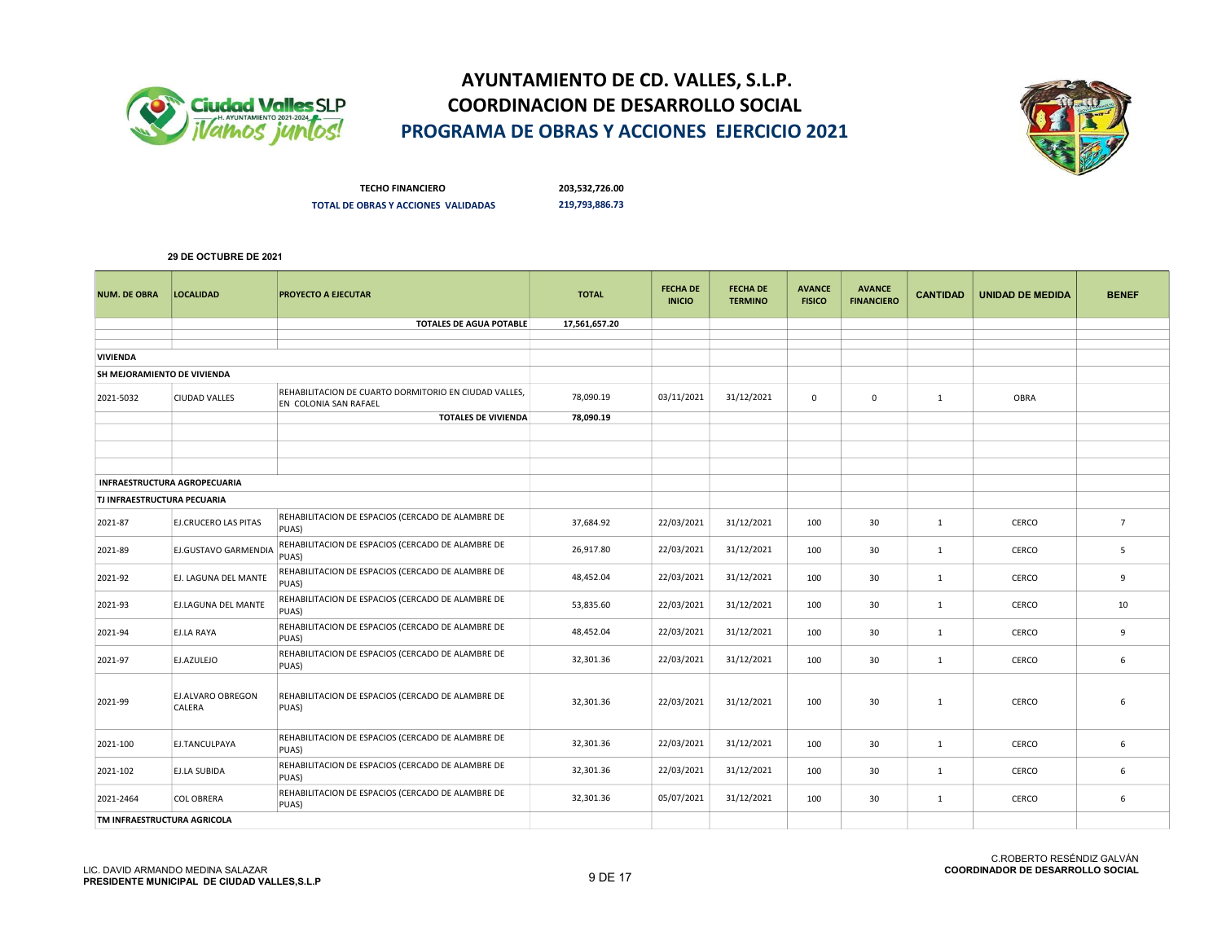# AYUNTAMIENTO DE CD. VALLES, S.L.P.

## COORDINACION DE DESARROLLO SOCIAL

## PROGRAMA DE OBRAS Y ACCIONES EJERCICIO 2021

**TECHO FINANCIERO** 203,532,726.00

**TOTAL DE OBRAS Y ACCIONES VALIDADAS** 219,793,886.73

**29 DE OCTUBRE DE 2021**

| NUM. DE OBRA | LOCALIDAD | PROYECTO A EJECUTAR | TOTAL | FECHA DE INICIO | FECHA DE TERMINO | AVANCE FISICO | AVANCE FINANCIERO | CANTIDAD | UNIDAD DE MEDIDA | BENEF |
|---|---|---|---|---|---|---|---|---|---|---|
| | | **TOTALES DE AGUA POTABLE** | **17,561,657.20** | | | | | | | |
| **VIVIENDA** | | | | | | | | | | |
| **SH MEJORAMIENTO DE VIVIENDA** | | | | | | | | | | |
| 2021-5032 | CIUDAD VALLES | REHABILITACION DE CUARTO DORMITORIO EN CIUDAD VALLES, EN COLONIA SAN RAFAEL | 78,090.19 | 03/11/2021 | 31/12/2021 | 0 | 0 | 1 | OBRA | |
| | | **TOTALES DE VIVIENDA** | **78,090.19** | | | | | | | |
| **INFRAESTRUCTURA AGROPECUARIA** | | | | | | | | | | |
| **TJ INFRAESTRUCTURA PECUARIA** | | | | | | | | | | |
| 2021-87 | EJ.CRUCERO LAS PITAS | REHABILITACION DE ESPACIOS (CERCADO DE ALAMBRE DE PUAS) | 37,684.92 | 22/03/2021 | 31/12/2021 | 100 | 30 | 1 | CERCO | 7 |
| 2021-89 | EJ.GUSTAVO GARMENDIA | REHABILITACION DE ESPACIOS (CERCADO DE ALAMBRE DE PUAS) | 26,917.80 | 22/03/2021 | 31/12/2021 | 100 | 30 | 1 | CERCO | 5 |
| 2021-92 | EJ. LAGUNA DEL MANTE | REHABILITACION DE ESPACIOS (CERCADO DE ALAMBRE DE PUAS) | 48,452.04 | 22/03/2021 | 31/12/2021 | 100 | 30 | 1 | CERCO | 9 |
| 2021-93 | EJ.LAGUNA DEL MANTE | REHABILITACION DE ESPACIOS (CERCADO DE ALAMBRE DE PUAS) | 53,835.60 | 22/03/2021 | 31/12/2021 | 100 | 30 | 1 | CERCO | 10 |
| 2021-94 | EJ.LA RAYA | REHABILITACION DE ESPACIOS (CERCADO DE ALAMBRE DE PUAS) | 48,452.04 | 22/03/2021 | 31/12/2021 | 100 | 30 | 1 | CERCO | 9 |
| 2021-97 | EJ.AZULEJO | REHABILITACION DE ESPACIOS (CERCADO DE ALAMBRE DE PUAS) | 32,301.36 | 22/03/2021 | 31/12/2021 | 100 | 30 | 1 | CERCO | 6 |
| 2021-99 | EJ.ALVARO OBREGON CALERA | REHABILITACION DE ESPACIOS (CERCADO DE ALAMBRE DE PUAS) | 32,301.36 | 22/03/2021 | 31/12/2021 | 100 | 30 | 1 | CERCO | 6 |
| 2021-100 | EJ.TANCULPAYA | REHABILITACION DE ESPACIOS (CERCADO DE ALAMBRE DE PUAS) | 32,301.36 | 22/03/2021 | 31/12/2021 | 100 | 30 | 1 | CERCO | 6 |
| 2021-102 | EJ.LA SUBIDA | REHABILITACION DE ESPACIOS (CERCADO DE ALAMBRE DE PUAS) | 32,301.36 | 22/03/2021 | 31/12/2021 | 100 | 30 | 1 | CERCO | 6 |
| 2021-2464 | COL OBRERA | REHABILITACION DE ESPACIOS (CERCADO DE ALAMBRE DE PUAS) | 32,301.36 | 05/07/2021 | 31/12/2021 | 100 | 30 | 1 | CERCO | 6 |
| **TM INFRAESTRUCTURA AGRICOLA** | | | | | | | | | | |

LIC. DAVID ARMANDO MEDINA SALAZAR
**PRESIDENTE MUNICIPAL DE CIUDAD VALLES,S.L.P**

C.ROBERTO RESÉNDIZ GALVÁN
**COORDINADOR DE DESARROLLO SOCIAL**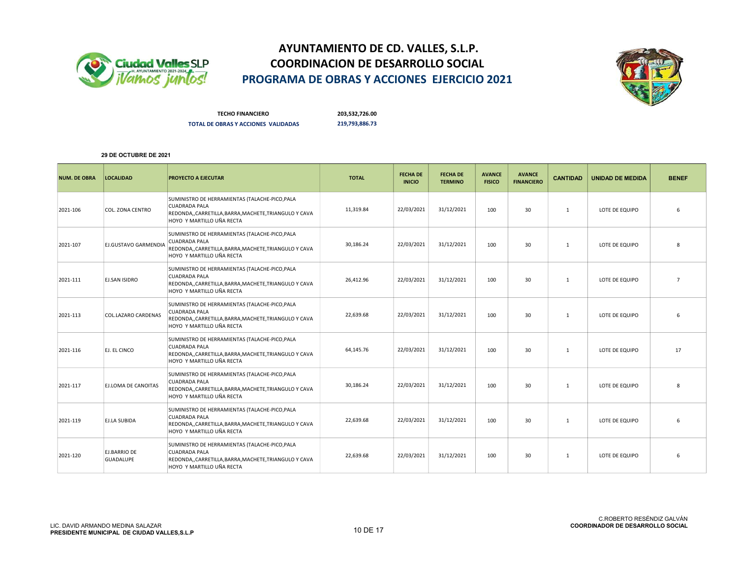# AYUNTAMIENTO DE CD. VALLES, S.L.P.
## COORDINACION DE DESARROLLO SOCIAL
## PROGRAMA DE OBRAS Y ACCIONES EJERCICIO 2021

**TECHO FINANCIERO** 203,532,726.00

**TOTAL DE OBRAS Y ACCIONES VALIDADAS** 219,793,886.73

**29 DE OCTUBRE DE 2021**

| NUM. DE OBRA | LOCALIDAD | PROYECTO A EJECUTAR | TOTAL | FECHA DE INICIO | FECHA DE TERMINO | AVANCE FISICO | AVANCE FINANCIERO | CANTIDAD | UNIDAD DE MEDIDA | BENEF |
|---|---|---|---|---|---|---|---|---|---|---|
| 2021-106 | COL. ZONA CENTRO | SUMINISTRO DE HERRAMIENTAS (TALACHE-PICO,PALA CUADRADA PALA REDONDA,,CARRETILLA,BARRA,MACHETE,TRIANGULO Y CAVA HOYO Y MARTILLO UÑA RECTA | 11,319.84 | 22/03/2021 | 31/12/2021 | 100 | 30 | 1 | LOTE DE EQUIPO | 6 |
| 2021-107 | EJ.GUSTAVO GARMENDIA | SUMINISTRO DE HERRAMIENTAS (TALACHE-PICO,PALA CUADRADA PALA REDONDA,,CARRETILLA,BARRA,MACHETE,TRIANGULO Y CAVA HOYO Y MARTILLO UÑA RECTA | 30,186.24 | 22/03/2021 | 31/12/2021 | 100 | 30 | 1 | LOTE DE EQUIPO | 8 |
| 2021-111 | EJ.SAN ISIDRO | SUMINISTRO DE HERRAMIENTAS (TALACHE-PICO,PALA CUADRADA PALA REDONDA,,CARRETILLA,BARRA,MACHETE,TRIANGULO Y CAVA HOYO Y MARTILLO UÑA RECTA | 26,412.96 | 22/03/2021 | 31/12/2021 | 100 | 30 | 1 | LOTE DE EQUIPO | 7 |
| 2021-113 | COL.LAZARO CARDENAS | SUMINISTRO DE HERRAMIENTAS (TALACHE-PICO,PALA CUADRADA PALA REDONDA,,CARRETILLA,BARRA,MACHETE,TRIANGULO Y CAVA HOYO Y MARTILLO UÑA RECTA | 22,639.68 | 22/03/2021 | 31/12/2021 | 100 | 30 | 1 | LOTE DE EQUIPO | 6 |
| 2021-116 | EJ. EL CINCO | SUMINISTRO DE HERRAMIENTAS (TALACHE-PICO,PALA CUADRADA PALA REDONDA,,CARRETILLA,BARRA,MACHETE,TRIANGULO Y CAVA HOYO Y MARTILLO UÑA RECTA | 64,145.76 | 22/03/2021 | 31/12/2021 | 100 | 30 | 1 | LOTE DE EQUIPO | 17 |
| 2021-117 | EJ.LOMA DE CANOITAS | SUMINISTRO DE HERRAMIENTAS (TALACHE-PICO,PALA CUADRADA PALA REDONDA,,CARRETILLA,BARRA,MACHETE,TRIANGULO Y CAVA HOYO Y MARTILLO UÑA RECTA | 30,186.24 | 22/03/2021 | 31/12/2021 | 100 | 30 | 1 | LOTE DE EQUIPO | 8 |
| 2021-119 | EJ.LA SUBIDA | SUMINISTRO DE HERRAMIENTAS (TALACHE-PICO,PALA CUADRADA PALA REDONDA,,CARRETILLA,BARRA,MACHETE,TRIANGULO Y CAVA HOYO Y MARTILLO UÑA RECTA | 22,639.68 | 22/03/2021 | 31/12/2021 | 100 | 30 | 1 | LOTE DE EQUIPO | 6 |
| 2021-120 | EJ.BARRIO DE GUADALUPE | SUMINISTRO DE HERRAMIENTAS (TALACHE-PICO,PALA CUADRADA PALA REDONDA,,CARRETILLA,BARRA,MACHETE,TRIANGULO Y CAVA HOYO Y MARTILLO UÑA RECTA | 22,639.68 | 22/03/2021 | 31/12/2021 | 100 | 30 | 1 | LOTE DE EQUIPO | 6 |

LIC. DAVID ARMANDO MEDINA SALAZAR
**PRESIDENTE MUNICIPAL DE CIUDAD VALLES,S.L.P**

C.ROBERTO RESÉNDIZ GALVÁN
**COORDINADOR DE DESARROLLO SOCIAL**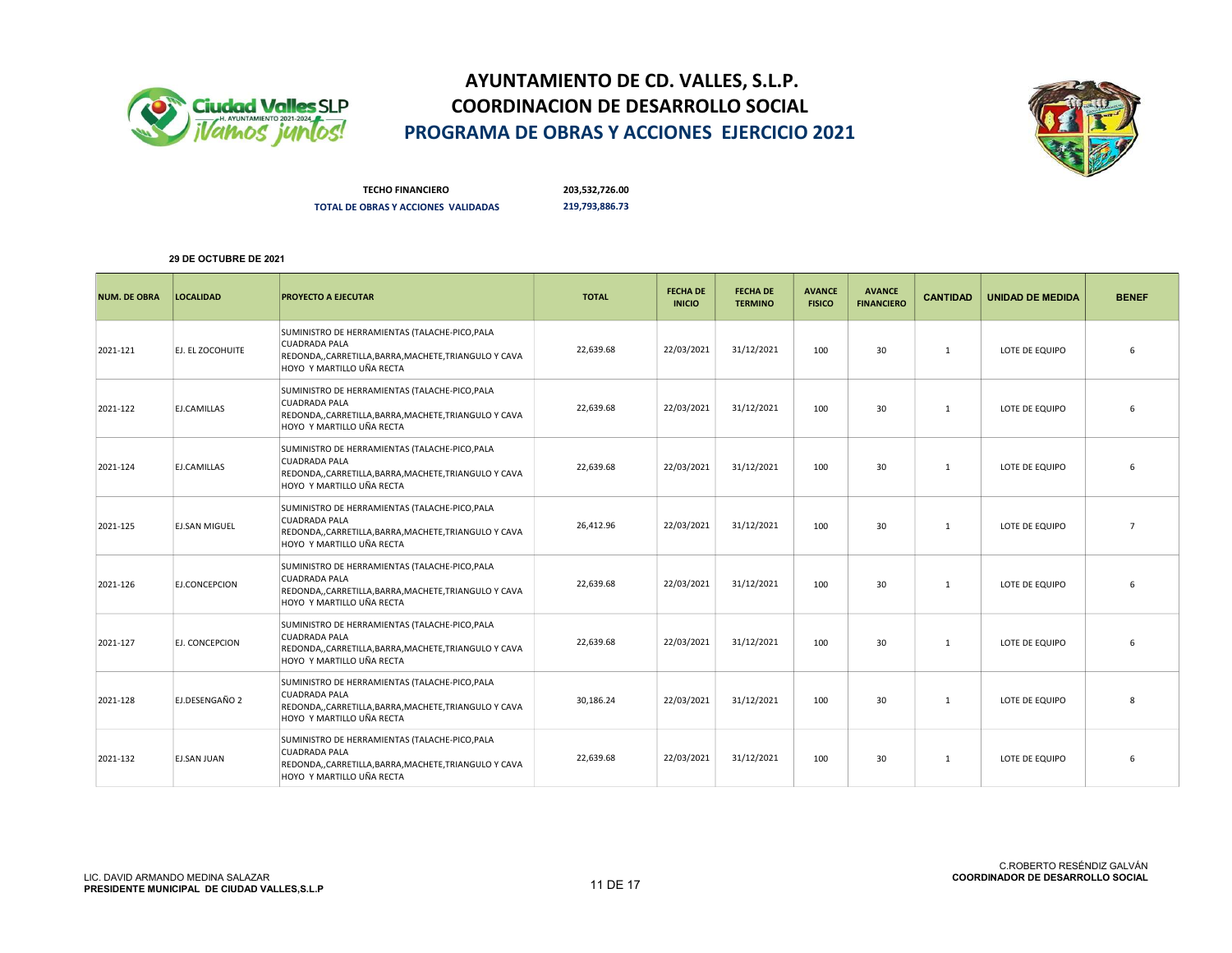# AYUNTAMIENTO DE CD. VALLES, S.L.P.
## COORDINACION DE DESARROLLO SOCIAL
## PROGRAMA DE OBRAS Y ACCIONES EJERCICIO 2021

**TECHO FINANCIERO** 203,532,726.00

**TOTAL DE OBRAS Y ACCIONES VALIDADAS** 219,793,886.73

**29 DE OCTUBRE DE 2021**

| NUM. DE OBRA | LOCALIDAD | PROYECTO A EJECUTAR | TOTAL | FECHA DE INICIO | FECHA DE TERMINO | AVANCE FISICO | AVANCE FINANCIERO | CANTIDAD | UNIDAD DE MEDIDA | BENEF |
|---|---|---|---|---|---|---|---|---|---|---|
| 2021-121 | EJ. EL ZOCOHUITE | SUMINISTRO DE HERRAMIENTAS (TALACHE-PICO,PALA CUADRADA PALA REDONDA,,CARRETILLA,BARRA,MACHETE,TRIANGULO Y CAVA HOYO Y MARTILLO UÑA RECTA | 22,639.68 | 22/03/2021 | 31/12/2021 | 100 | 30 | 1 | LOTE DE EQUIPO | 6 |
| 2021-122 | EJ.CAMILLAS | SUMINISTRO DE HERRAMIENTAS (TALACHE-PICO,PALA CUADRADA PALA REDONDA,,CARRETILLA,BARRA,MACHETE,TRIANGULO Y CAVA HOYO Y MARTILLO UÑA RECTA | 22,639.68 | 22/03/2021 | 31/12/2021 | 100 | 30 | 1 | LOTE DE EQUIPO | 6 |
| 2021-124 | EJ.CAMILLAS | SUMINISTRO DE HERRAMIENTAS (TALACHE-PICO,PALA CUADRADA PALA REDONDA,,CARRETILLA,BARRA,MACHETE,TRIANGULO Y CAVA HOYO Y MARTILLO UÑA RECTA | 22,639.68 | 22/03/2021 | 31/12/2021 | 100 | 30 | 1 | LOTE DE EQUIPO | 6 |
| 2021-125 | EJ.SAN MIGUEL | SUMINISTRO DE HERRAMIENTAS (TALACHE-PICO,PALA CUADRADA PALA REDONDA,,CARRETILLA,BARRA,MACHETE,TRIANGULO Y CAVA HOYO Y MARTILLO UÑA RECTA | 26,412.96 | 22/03/2021 | 31/12/2021 | 100 | 30 | 1 | LOTE DE EQUIPO | 7 |
| 2021-126 | EJ.CONCEPCION | SUMINISTRO DE HERRAMIENTAS (TALACHE-PICO,PALA CUADRADA PALA REDONDA,,CARRETILLA,BARRA,MACHETE,TRIANGULO Y CAVA HOYO Y MARTILLO UÑA RECTA | 22,639.68 | 22/03/2021 | 31/12/2021 | 100 | 30 | 1 | LOTE DE EQUIPO | 6 |
| 2021-127 | EJ. CONCEPCION | SUMINISTRO DE HERRAMIENTAS (TALACHE-PICO,PALA CUADRADA PALA REDONDA,,CARRETILLA,BARRA,MACHETE,TRIANGULO Y CAVA HOYO Y MARTILLO UÑA RECTA | 22,639.68 | 22/03/2021 | 31/12/2021 | 100 | 30 | 1 | LOTE DE EQUIPO | 6 |
| 2021-128 | EJ.DESENGAÑO 2 | SUMINISTRO DE HERRAMIENTAS (TALACHE-PICO,PALA CUADRADA PALA REDONDA,,CARRETILLA,BARRA,MACHETE,TRIANGULO Y CAVA HOYO Y MARTILLO UÑA RECTA | 30,186.24 | 22/03/2021 | 31/12/2021 | 100 | 30 | 1 | LOTE DE EQUIPO | 8 |
| 2021-132 | EJ.SAN JUAN | SUMINISTRO DE HERRAMIENTAS (TALACHE-PICO,PALA CUADRADA PALA REDONDA,,CARRETILLA,BARRA,MACHETE,TRIANGULO Y CAVA HOYO Y MARTILLO UÑA RECTA | 22,639.68 | 22/03/2021 | 31/12/2021 | 100 | 30 | 1 | LOTE DE EQUIPO | 6 |

LIC. DAVID ARMANDO MEDINA SALAZAR
**PRESIDENTE MUNICIPAL DE CIUDAD VALLES,S.L.P**

C.ROBERTO RESÉNDIZ GALVÁN
**COORDINADOR DE DESARROLLO SOCIAL**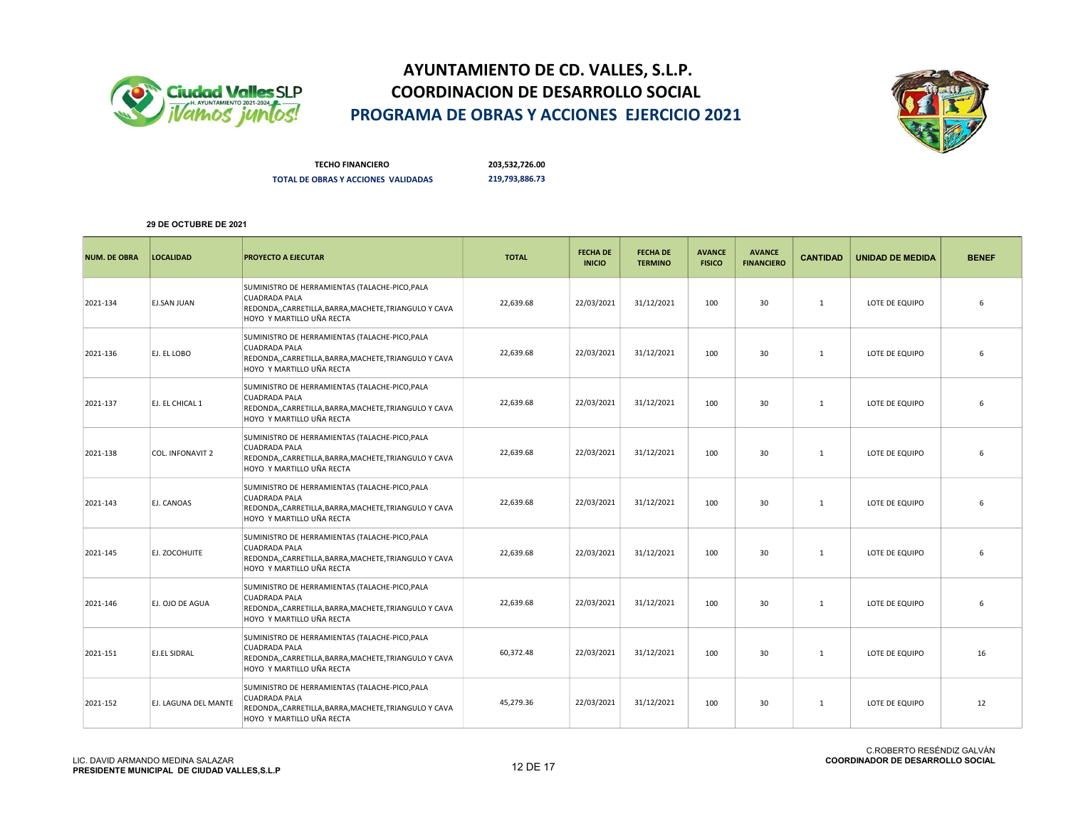# AYUNTAMIENTO DE CD. VALLES, S.L.P.
## COORDINACION DE DESARROLLO SOCIAL
## PROGRAMA DE OBRAS Y ACCIONES EJERCICIO 2021

**TECHO FINANCIERO** 203,532,726.00

**TOTAL DE OBRAS Y ACCIONES VALIDADAS** 219,793,886.73

**29 DE OCTUBRE DE 2021**

| NUM. DE OBRA | LOCALIDAD | PROYECTO A EJECUTAR | TOTAL | FECHA DE INICIO | FECHA DE TERMINO | AVANCE FISICO | AVANCE FINANCIERO | CANTIDAD | UNIDAD DE MEDIDA | BENEF |
|---|---|---|---|---|---|---|---|---|---|---|
| 2021-134 | EJ.SAN JUAN | SUMINISTRO DE HERRAMIENTAS (TALACHE-PICO,PALA CUADRADA PALA REDONDA,,CARRETILLA,BARRA,MACHETE,TRIANGULO Y CAVA HOYO Y MARTILLO UÑA RECTA | 22,639.68 | 22/03/2021 | 31/12/2021 | 100 | 30 | 1 | LOTE DE EQUIPO | 6 |
| 2021-136 | EJ. EL LOBO | SUMINISTRO DE HERRAMIENTAS (TALACHE-PICO,PALA CUADRADA PALA REDONDA,,CARRETILLA,BARRA,MACHETE,TRIANGULO Y CAVA HOYO Y MARTILLO UÑA RECTA | 22,639.68 | 22/03/2021 | 31/12/2021 | 100 | 30 | 1 | LOTE DE EQUIPO | 6 |
| 2021-137 | EJ. EL CHICAL 1 | SUMINISTRO DE HERRAMIENTAS (TALACHE-PICO,PALA CUADRADA PALA REDONDA,,CARRETILLA,BARRA,MACHETE,TRIANGULO Y CAVA HOYO Y MARTILLO UÑA RECTA | 22,639.68 | 22/03/2021 | 31/12/2021 | 100 | 30 | 1 | LOTE DE EQUIPO | 6 |
| 2021-138 | COL. INFONAVIT 2 | SUMINISTRO DE HERRAMIENTAS (TALACHE-PICO,PALA CUADRADA PALA REDONDA,,CARRETILLA,BARRA,MACHETE,TRIANGULO Y CAVA HOYO Y MARTILLO UÑA RECTA | 22,639.68 | 22/03/2021 | 31/12/2021 | 100 | 30 | 1 | LOTE DE EQUIPO | 6 |
| 2021-143 | EJ. CANOAS | SUMINISTRO DE HERRAMIENTAS (TALACHE-PICO,PALA CUADRADA PALA REDONDA,,CARRETILLA,BARRA,MACHETE,TRIANGULO Y CAVA HOYO Y MARTILLO UÑA RECTA | 22,639.68 | 22/03/2021 | 31/12/2021 | 100 | 30 | 1 | LOTE DE EQUIPO | 6 |
| 2021-145 | EJ. ZOCOHUITE | SUMINISTRO DE HERRAMIENTAS (TALACHE-PICO,PALA CUADRADA PALA REDONDA,,CARRETILLA,BARRA,MACHETE,TRIANGULO Y CAVA HOYO Y MARTILLO UÑA RECTA | 22,639.68 | 22/03/2021 | 31/12/2021 | 100 | 30 | 1 | LOTE DE EQUIPO | 6 |
| 2021-146 | EJ. OJO DE AGUA | SUMINISTRO DE HERRAMIENTAS (TALACHE-PICO,PALA CUADRADA PALA REDONDA,,CARRETILLA,BARRA,MACHETE,TRIANGULO Y CAVA HOYO Y MARTILLO UÑA RECTA | 22,639.68 | 22/03/2021 | 31/12/2021 | 100 | 30 | 1 | LOTE DE EQUIPO | 6 |
| 2021-151 | EJ.EL SIDRAL | SUMINISTRO DE HERRAMIENTAS (TALACHE-PICO,PALA CUADRADA PALA REDONDA,,CARRETILLA,BARRA,MACHETE,TRIANGULO Y CAVA HOYO Y MARTILLO UÑA RECTA | 60,372.48 | 22/03/2021 | 31/12/2021 | 100 | 30 | 1 | LOTE DE EQUIPO | 16 |
| 2021-152 | EJ. LAGUNA DEL MANTE | SUMINISTRO DE HERRAMIENTAS (TALACHE-PICO,PALA CUADRADA PALA REDONDA,,CARRETILLA,BARRA,MACHETE,TRIANGULO Y CAVA HOYO Y MARTILLO UÑA RECTA | 45,279.36 | 22/03/2021 | 31/12/2021 | 100 | 30 | 1 | LOTE DE EQUIPO | 12 |

LIC. DAVID ARMANDO MEDINA SALAZAR
**PRESIDENTE MUNICIPAL DE CIUDAD VALLES,S.L.P**

C.ROBERTO RESÉNDIZ GALVÁN
**COORDINADOR DE DESARROLLO SOCIAL**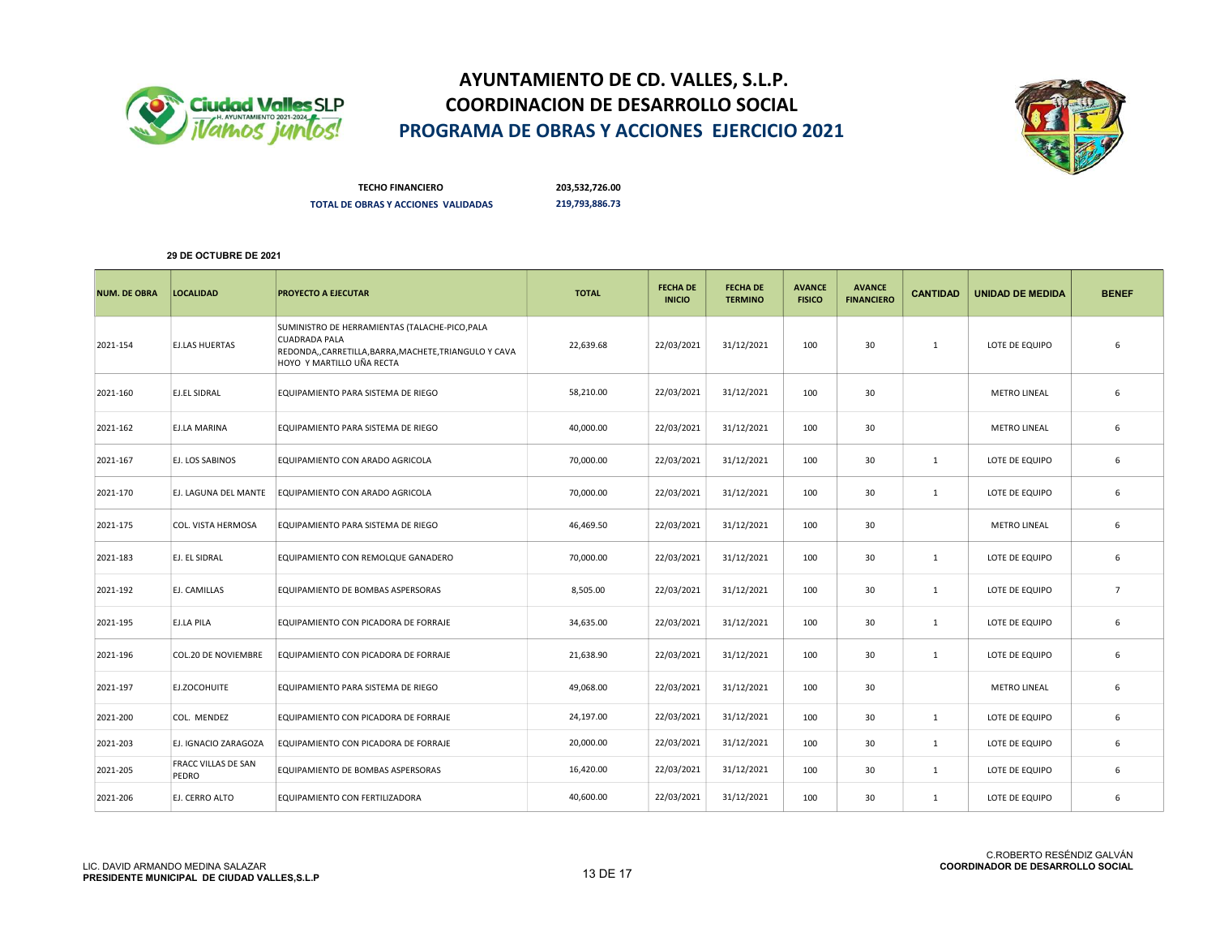# AYUNTAMIENTO DE CD. VALLES, S.L.P.
## COORDINACION DE DESARROLLO SOCIAL
## PROGRAMA DE OBRAS Y ACCIONES EJERCICIO 2021

**TECHO FINANCIERO** 203,532,726.00

**TOTAL DE OBRAS Y ACCIONES VALIDADAS** 219,793,886.73

**29 DE OCTUBRE DE 2021**

| NUM. DE OBRA | LOCALIDAD | PROYECTO A EJECUTAR | TOTAL | FECHA DE INICIO | FECHA DE TERMINO | AVANCE FISICO | AVANCE FINANCIERO | CANTIDAD | UNIDAD DE MEDIDA | BENEF |
|---|---|---|---|---|---|---|---|---|---|---|
| 2021-154 | EJ.LAS HUERTAS | SUMINISTRO DE HERRAMIENTAS (TALACHE-PICO,PALA CUADRADA PALA REDONDA,,CARRETILLA,BARRA,MACHETE,TRIANGULO Y CAVA HOYO Y MARTILLO UÑA RECTA | 22,639.68 | 22/03/2021 | 31/12/2021 | 100 | 30 | 1 | LOTE DE EQUIPO | 6 |
| 2021-160 | EJ.EL SIDRAL | EQUIPAMIENTO PARA SISTEMA DE RIEGO | 58,210.00 | 22/03/2021 | 31/12/2021 | 100 | 30 | | METRO LINEAL | 6 |
| 2021-162 | EJ.LA MARINA | EQUIPAMIENTO PARA SISTEMA DE RIEGO | 40,000.00 | 22/03/2021 | 31/12/2021 | 100 | 30 | | METRO LINEAL | 6 |
| 2021-167 | EJ. LOS SABINOS | EQUIPAMIENTO CON ARADO AGRICOLA | 70,000.00 | 22/03/2021 | 31/12/2021 | 100 | 30 | 1 | LOTE DE EQUIPO | 6 |
| 2021-170 | EJ. LAGUNA DEL MANTE | EQUIPAMIENTO CON ARADO AGRICOLA | 70,000.00 | 22/03/2021 | 31/12/2021 | 100 | 30 | 1 | LOTE DE EQUIPO | 6 |
| 2021-175 | COL. VISTA HERMOSA | EQUIPAMIENTO PARA SISTEMA DE RIEGO | 46,469.50 | 22/03/2021 | 31/12/2021 | 100 | 30 | | METRO LINEAL | 6 |
| 2021-183 | EJ. EL SIDRAL | EQUIPAMIENTO CON REMOLQUE GANADERO | 70,000.00 | 22/03/2021 | 31/12/2021 | 100 | 30 | 1 | LOTE DE EQUIPO | 6 |
| 2021-192 | EJ. CAMILLAS | EQUIPAMIENTO DE BOMBAS ASPERSORAS | 8,505.00 | 22/03/2021 | 31/12/2021 | 100 | 30 | 1 | LOTE DE EQUIPO | 7 |
| 2021-195 | EJ.LA PILA | EQUIPAMIENTO CON PICADORA DE FORRAJE | 34,635.00 | 22/03/2021 | 31/12/2021 | 100 | 30 | 1 | LOTE DE EQUIPO | 6 |
| 2021-196 | COL.20 DE NOVIEMBRE | EQUIPAMIENTO CON PICADORA DE FORRAJE | 21,638.90 | 22/03/2021 | 31/12/2021 | 100 | 30 | 1 | LOTE DE EQUIPO | 6 |
| 2021-197 | EJ.ZOCOHUITE | EQUIPAMIENTO PARA SISTEMA DE RIEGO | 49,068.00 | 22/03/2021 | 31/12/2021 | 100 | 30 | | METRO LINEAL | 6 |
| 2021-200 | COL. MENDEZ | EQUIPAMIENTO CON PICADORA DE FORRAJE | 24,197.00 | 22/03/2021 | 31/12/2021 | 100 | 30 | 1 | LOTE DE EQUIPO | 6 |
| 2021-203 | EJ. IGNACIO ZARAGOZA | EQUIPAMIENTO CON PICADORA DE FORRAJE | 20,000.00 | 22/03/2021 | 31/12/2021 | 100 | 30 | 1 | LOTE DE EQUIPO | 6 |
| 2021-205 | FRACC VILLAS DE SAN PEDRO | EQUIPAMIENTO DE BOMBAS ASPERSORAS | 16,420.00 | 22/03/2021 | 31/12/2021 | 100 | 30 | 1 | LOTE DE EQUIPO | 6 |
| 2021-206 | EJ. CERRO ALTO | EQUIPAMIENTO CON FERTILIZADORA | 40,600.00 | 22/03/2021 | 31/12/2021 | 100 | 30 | 1 | LOTE DE EQUIPO | 6 |

LIC. DAVID ARMANDO MEDINA SALAZAR
**PRESIDENTE MUNICIPAL DE CIUDAD VALLES,S.L.P**

C.ROBERTO RESÉNDIZ GALVÁN
**COORDINADOR DE DESARROLLO SOCIAL**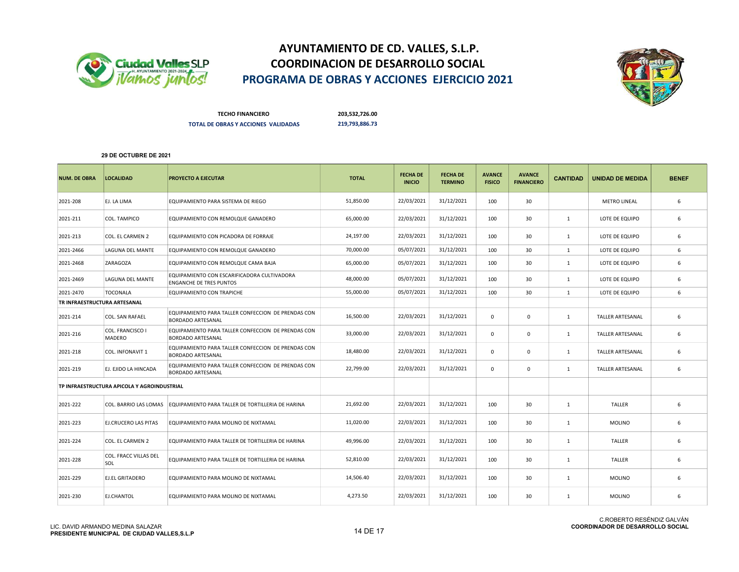# AYUNTAMIENTO DE CD. VALLES, S.L.P.
## COORDINACION DE DESARROLLO SOCIAL
## PROGRAMA DE OBRAS Y ACCIONES EJERCICIO 2021

**TECHO FINANCIERO** 203,532,726.00

**TOTAL DE OBRAS Y ACCIONES VALIDADAS** 219,793,886.73

**29 DE OCTUBRE DE 2021**

| NUM. DE OBRA | LOCALIDAD | PROYECTO A EJECUTAR | TOTAL | FECHA DE INICIO | FECHA DE TERMINO | AVANCE FISICO | AVANCE FINANCIERO | CANTIDAD | UNIDAD DE MEDIDA | BENEF |
|---|---|---|---|---|---|---|---|---|---|---|
| 2021-208 | EJ. LA LIMA | EQUIPAMIENTO PARA SISTEMA DE RIEGO | 51,850.00 | 22/03/2021 | 31/12/2021 | 100 | 30 | | METRO LINEAL | 6 |
| 2021-211 | COL. TAMPICO | EQUIPAMIENTO CON REMOLQUE GANADERO | 65,000.00 | 22/03/2021 | 31/12/2021 | 100 | 30 | 1 | LOTE DE EQUIPO | 6 |
| 2021-213 | COL. EL CARMEN 2 | EQUIPAMIENTO CON PICADORA DE FORRAJE | 24,197.00 | 22/03/2021 | 31/12/2021 | 100 | 30 | 1 | LOTE DE EQUIPO | 6 |
| 2021-2466 | LAGUNA DEL MANTE | EQUIPAMIENTO CON REMOLQUE GANADERO | 70,000.00 | 05/07/2021 | 31/12/2021 | 100 | 30 | 1 | LOTE DE EQUIPO | 6 |
| 2021-2468 | ZARAGOZA | EQUIPAMIENTO CON REMOLQUE CAMA BAJA | 65,000.00 | 05/07/2021 | 31/12/2021 | 100 | 30 | 1 | LOTE DE EQUIPO | 6 |
| 2021-2469 | LAGUNA DEL MANTE | EQUIPAMIENTO CON ESCARIFICADORA CULTIVADORA ENGANCHE DE TRES PUNTOS | 48,000.00 | 05/07/2021 | 31/12/2021 | 100 | 30 | 1 | LOTE DE EQUIPO | 6 |
| 2021-2470 | TOCONALA | EQUIPAMIENTO CON TRAPICHE | 55,000.00 | 05/07/2021 | 31/12/2021 | 100 | 30 | 1 | LOTE DE EQUIPO | 6 |
| **TR INFRAESTRUCTURA ARTESANAL** | | | | | | | | | | |
| 2021-214 | COL. SAN RAFAEL | EQUIPAMIENTO PARA TALLER CONFECCION DE PRENDAS CON BORDADO ARTESANAL | 16,500.00 | 22/03/2021 | 31/12/2021 | 0 | 0 | 1 | TALLER ARTESANAL | 6 |
| 2021-216 | COL. FRANCISCO I MADERO | EQUIPAMIENTO PARA TALLER CONFECCION DE PRENDAS CON BORDADO ARTESANAL | 33,000.00 | 22/03/2021 | 31/12/2021 | 0 | 0 | 1 | TALLER ARTESANAL | 6 |
| 2021-218 | COL. INFONAVIT 1 | EQUIPAMIENTO PARA TALLER CONFECCION DE PRENDAS CON BORDADO ARTESANAL | 18,480.00 | 22/03/2021 | 31/12/2021 | 0 | 0 | 1 | TALLER ARTESANAL | 6 |
| 2021-219 | EJ. EJIDO LA HINCADA | EQUIPAMIENTO PARA TALLER CONFECCION DE PRENDAS CON BORDADO ARTESANAL | 22,799.00 | 22/03/2021 | 31/12/2021 | 0 | 0 | 1 | TALLER ARTESANAL | 6 |
| **TP INFRAESTRUCTURA APICOLA Y AGROINDUSTRIAL** | | | | | | | | | | |
| 2021-222 | COL. BARRIO LAS LOMAS | EQUIPAMIENTO PARA TALLER DE TORTILLERIA DE HARINA | 21,692.00 | 22/03/2021 | 31/12/2021 | 100 | 30 | 1 | TALLER | 6 |
| 2021-223 | EJ.CRUCERO LAS PITAS | EQUIPAMIENTO PARA MOLINO DE NIXTAMAL | 11,020.00 | 22/03/2021 | 31/12/2021 | 100 | 30 | 1 | MOLINO | 6 |
| 2021-224 | COL. EL CARMEN 2 | EQUIPAMIENTO PARA TALLER DE TORTILLERIA DE HARINA | 49,996.00 | 22/03/2021 | 31/12/2021 | 100 | 30 | 1 | TALLER | 6 |
| 2021-228 | COL. FRACC VILLAS DEL SOL | EQUIPAMIENTO PARA TALLER DE TORTILLERIA DE HARINA | 52,810.00 | 22/03/2021 | 31/12/2021 | 100 | 30 | 1 | TALLER | 6 |
| 2021-229 | EJ.EL GRITADERO | EQUIPAMIENTO PARA MOLINO DE NIXTAMAL | 14,506.40 | 22/03/2021 | 31/12/2021 | 100 | 30 | 1 | MOLINO | 6 |
| 2021-230 | EJ.CHANTOL | EQUIPAMIENTO PARA MOLINO DE NIXTAMAL | 4,273.50 | 22/03/2021 | 31/12/2021 | 100 | 30 | 1 | MOLINO | 6 |

LIC. DAVID ARMANDO MEDINA SALAZAR
**PRESIDENTE MUNICIPAL DE CIUDAD VALLES,S.L.P**

C.ROBERTO RESÉNDIZ GALVÁN
**COORDINADOR DE DESARROLLO SOCIAL**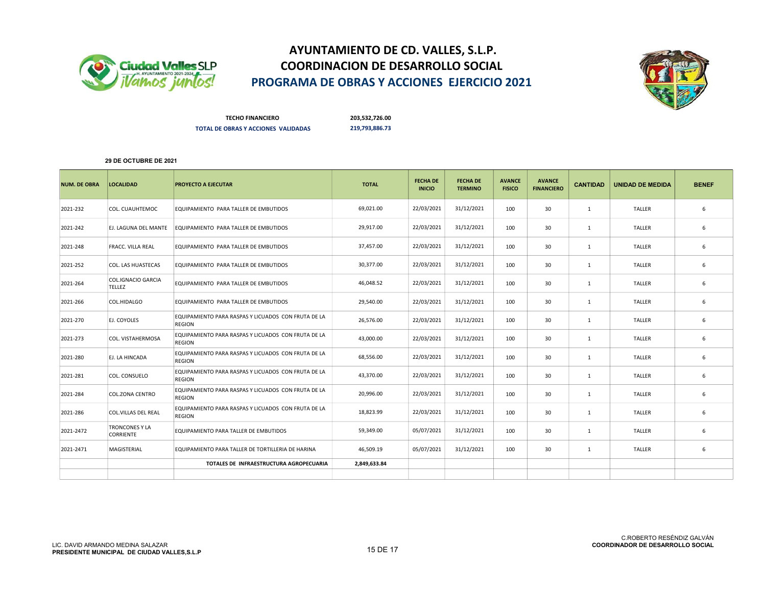# AYUNTAMIENTO DE CD. VALLES, S.L.P.
## COORDINACION DE DESARROLLO SOCIAL
## PROGRAMA DE OBRAS Y ACCIONES EJERCICIO 2021

**TECHO FINANCIERO** 203,532,726.00

**TOTAL DE OBRAS Y ACCIONES VALIDADAS** 219,793,886.73

**29 DE OCTUBRE DE 2021**

| NUM. DE OBRA | LOCALIDAD | PROYECTO A EJECUTAR | TOTAL | FECHA DE INICIO | FECHA DE TERMINO | AVANCE FISICO | AVANCE FINANCIERO | CANTIDAD | UNIDAD DE MEDIDA | BENEF |
|---|---|---|---|---|---|---|---|---|---|---|
| 2021-232 | COL. CUAUHTEMOC | EQUIPAMIENTO PARA TALLER DE EMBUTIDOS | 69,021.00 | 22/03/2021 | 31/12/2021 | 100 | 30 | 1 | TALLER | 6 |
| 2021-242 | EJ. LAGUNA DEL MANTE | EQUIPAMIENTO PARA TALLER DE EMBUTIDOS | 29,917.00 | 22/03/2021 | 31/12/2021 | 100 | 30 | 1 | TALLER | 6 |
| 2021-248 | FRACC. VILLA REAL | EQUIPAMIENTO PARA TALLER DE EMBUTIDOS | 37,457.00 | 22/03/2021 | 31/12/2021 | 100 | 30 | 1 | TALLER | 6 |
| 2021-252 | COL. LAS HUASTECAS | EQUIPAMIENTO PARA TALLER DE EMBUTIDOS | 30,377.00 | 22/03/2021 | 31/12/2021 | 100 | 30 | 1 | TALLER | 6 |
| 2021-264 | COL.IGNACIO GARCIA TELLEZ | EQUIPAMIENTO PARA TALLER DE EMBUTIDOS | 46,048.52 | 22/03/2021 | 31/12/2021 | 100 | 30 | 1 | TALLER | 6 |
| 2021-266 | COL.HIDALGO | EQUIPAMIENTO PARA TALLER DE EMBUTIDOS | 29,540.00 | 22/03/2021 | 31/12/2021 | 100 | 30 | 1 | TALLER | 6 |
| 2021-270 | EJ. COYOLES | EQUIPAMIENTO PARA RASPAS Y LICUADOS CON FRUTA DE LA REGION | 26,576.00 | 22/03/2021 | 31/12/2021 | 100 | 30 | 1 | TALLER | 6 |
| 2021-273 | COL. VISTAHERMOSA | EQUIPAMIENTO PARA RASPAS Y LICUADOS CON FRUTA DE LA REGION | 43,000.00 | 22/03/2021 | 31/12/2021 | 100 | 30 | 1 | TALLER | 6 |
| 2021-280 | EJ. LA HINCADA | EQUIPAMIENTO PARA RASPAS Y LICUADOS CON FRUTA DE LA REGION | 68,556.00 | 22/03/2021 | 31/12/2021 | 100 | 30 | 1 | TALLER | 6 |
| 2021-281 | COL. CONSUELO | EQUIPAMIENTO PARA RASPAS Y LICUADOS CON FRUTA DE LA REGION | 43,370.00 | 22/03/2021 | 31/12/2021 | 100 | 30 | 1 | TALLER | 6 |
| 2021-284 | COL.ZONA CENTRO | EQUIPAMIENTO PARA RASPAS Y LICUADOS CON FRUTA DE LA REGION | 20,996.00 | 22/03/2021 | 31/12/2021 | 100 | 30 | 1 | TALLER | 6 |
| 2021-286 | COL.VILLAS DEL REAL | EQUIPAMIENTO PARA RASPAS Y LICUADOS CON FRUTA DE LA REGION | 18,823.99 | 22/03/2021 | 31/12/2021 | 100 | 30 | 1 | TALLER | 6 |
| 2021-2472 | TRONCONES Y LA CORRIENTE | EQUIPAMIENTO PARA TALLER DE EMBUTIDOS | 59,349.00 | 05/07/2021 | 31/12/2021 | 100 | 30 | 1 | TALLER | 6 |
| 2021-2471 | MAGISTERIAL | EQUIPAMIENTO PARA TALLER DE TORTILLERIA DE HARINA | 46,509.19 | 05/07/2021 | 31/12/2021 | 100 | 30 | 1 | TALLER | 6 |
| | | **TOTALES DE INFRAESTRUCTURA AGROPECUARIA** | **2,849,633.84** | | | | | | | |
| | | | | | | | | | | |

LIC. DAVID ARMANDO MEDINA SALAZAR
**PRESIDENTE MUNICIPAL DE CIUDAD VALLES,S.L.P**

C.ROBERTO RESÉNDIZ GALVÁN
**COORDINADOR DE DESARROLLO SOCIAL**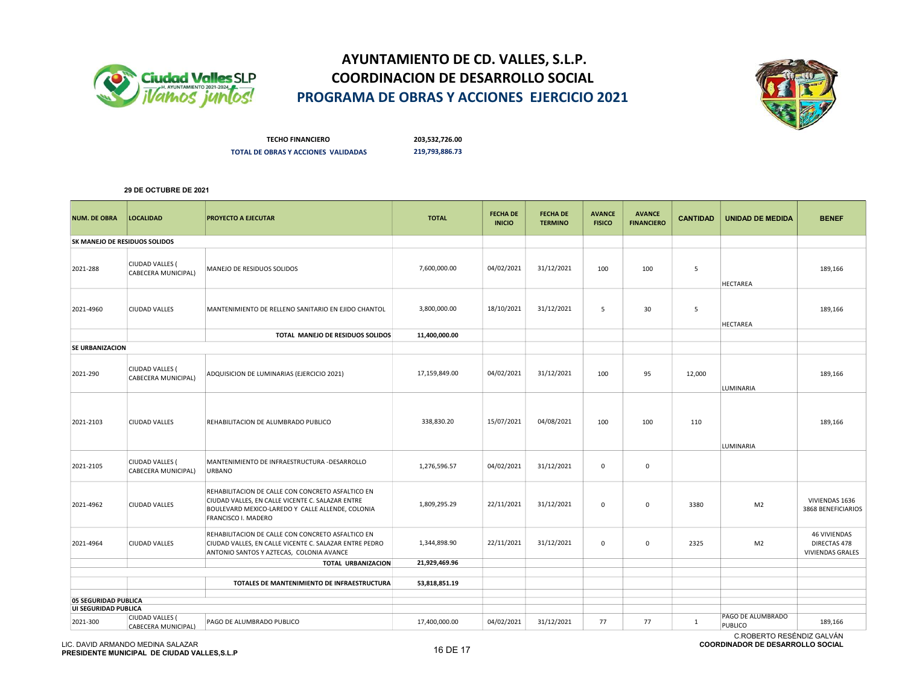# AYUNTAMIENTO DE CD. VALLES, S.L.P.
## COORDINACION DE DESARROLLO SOCIAL
## PROGRAMA DE OBRAS Y ACCIONES EJERCICIO 2021

**TECHO FINANCIERO** 203,532,726.00

**TOTAL DE OBRAS Y ACCIONES VALIDADAS** 219,793,886.73

**29 DE OCTUBRE DE 2021**

| NUM. DE OBRA | LOCALIDAD | PROYECTO A EJECUTAR | TOTAL | FECHA DE INICIO | FECHA DE TERMINO | AVANCE FISICO | AVANCE FINANCIERO | CANTIDAD | UNIDAD DE MEDIDA | BENEF |
|---|---|---|---|---|---|---|---|---|---|---|
| **SK MANEJO DE RESIDUOS SOLIDOS** | | | | | | | | | | |
| 2021-288 | CIUDAD VALLES ( CABECERA MUNICIPAL) | MANEJO DE RESIDUOS SOLIDOS | 7,600,000.00 | 04/02/2021 | 31/12/2021 | 100 | 100 | 5 | HECTAREA | 189,166 |
| 2021-4960 | CIUDAD VALLES | MANTENIMIENTO DE RELLENO SANITARIO EN EJIDO CHANTOL | 3,800,000.00 | 18/10/2021 | 31/12/2021 | 5 | 30 | 5 | HECTAREA | 189,166 |
| | | **TOTAL MANEJO DE RESIDUOS SOLIDOS** | **11,400,000.00** | | | | | | | |
| **SE URBANIZACION** | | | | | | | | | | |
| 2021-290 | CIUDAD VALLES ( CABECERA MUNICIPAL) | ADQUISICION DE LUMINARIAS (EJERCICIO 2021) | 17,159,849.00 | 04/02/2021 | 31/12/2021 | 100 | 95 | 12,000 | LUMINARIA | 189,166 |
| 2021-2103 | CIUDAD VALLES | REHABILITACION DE ALUMBRADO PUBLICO | 338,830.20 | 15/07/2021 | 04/08/2021 | 100 | 100 | 110 | LUMINARIA | 189,166 |
| 2021-2105 | CIUDAD VALLES ( CABECERA MUNICIPAL) | MANTENIMIENTO DE INFRAESTRUCTURA -DESARROLLO URBANO | 1,276,596.57 | 04/02/2021 | 31/12/2021 | 0 | 0 | | | |
| 2021-4962 | CIUDAD VALLES | REHABILITACION DE CALLE CON CONCRETO ASFALTICO EN CIUDAD VALLES, EN CALLE VICENTE C. SALAZAR ENTRE BOULEVARD MEXICO-LAREDO Y CALLE ALLENDE, COLONIA FRANCISCO I. MADERO | 1,809,295.29 | 22/11/2021 | 31/12/2021 | 0 | 0 | 3380 | M2 | VIVIENDAS 1636 3868 BENEFICIARIOS |
| 2021-4964 | CIUDAD VALLES | REHABILITACION DE CALLE CON CONCRETO ASFALTICO EN CIUDAD VALLES, EN CALLE VICENTE C. SALAZAR ENTRE PEDRO ANTONIO SANTOS Y AZTECAS, COLONIA AVANCE | 1,344,898.90 | 22/11/2021 | 31/12/2021 | 0 | 0 | 2325 | M2 | 46 VIVIENDAS DIRECTAS 478 VIVIENDAS GRALES |
| | | **TOTAL URBANIZACION** | **21,929,469.96** | | | | | | | |
| | | **TOTALES DE MANTENIMIENTO DE INFRAESTRUCTURA** | **53,818,851.19** | | | | | | | |
| **05 SEGURIDAD PUBLICA** | | | | | | | | | | |
| **UI SEGURIDAD PUBLICA** | | | | | | | | | | |
| 2021-300 | CIUDAD VALLES ( CABECERA MUNICIPAL) | PAGO DE ALUMBRADO PUBLICO | 17,400,000.00 | 04/02/2021 | 31/12/2021 | 77 | 77 | 1 | PAGO DE ALUMBRADO PUBLICO | 189,166 |

LIC. DAVID ARMANDO MEDINA SALAZAR
**PRESIDENTE MUNICIPAL DE CIUDAD VALLES,S.L.P**

C.ROBERTO RESÉNDIZ GALVÁN
**COORDINADOR DE DESARROLLO SOCIAL**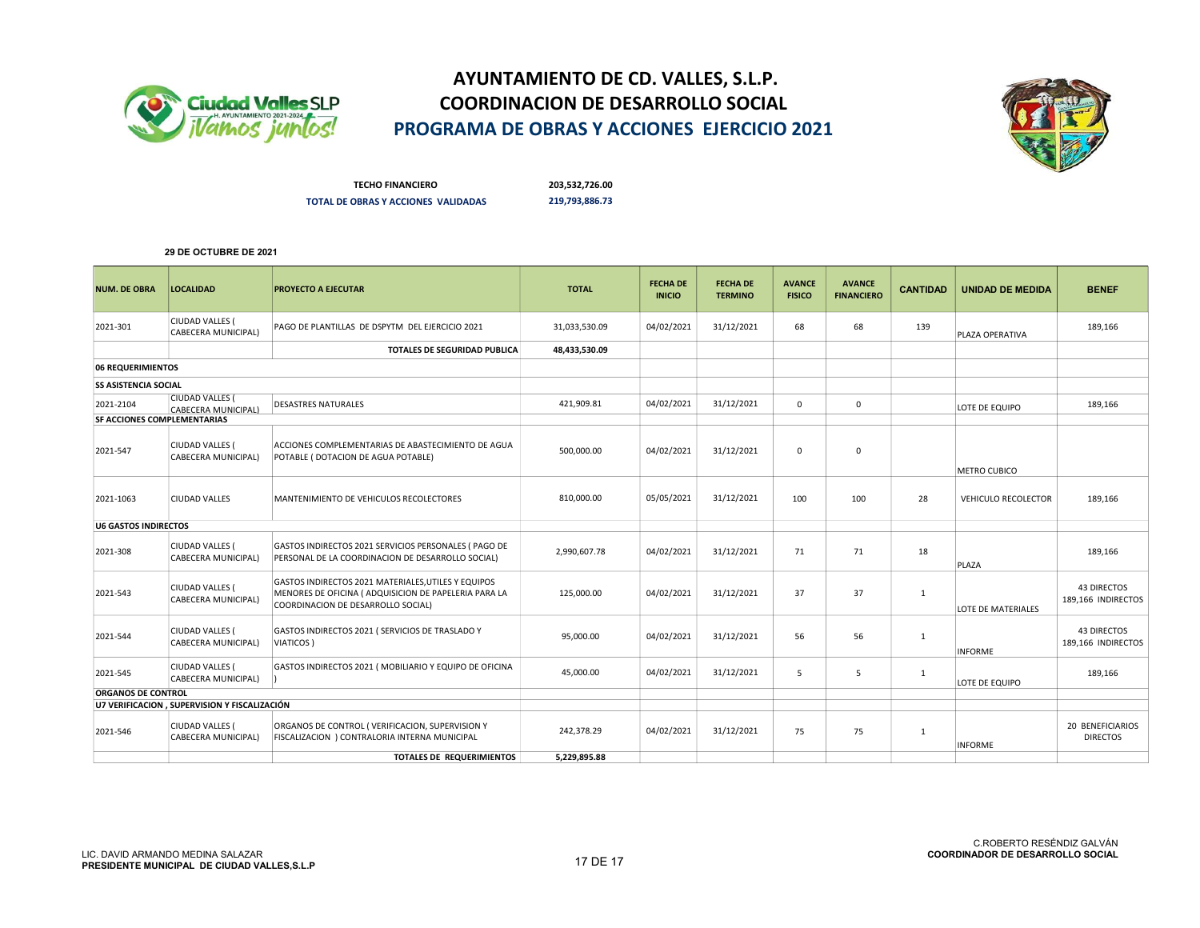# AYUNTAMIENTO DE CD. VALLES, S.L.P.
## COORDINACION DE DESARROLLO SOCIAL
## PROGRAMA DE OBRAS Y ACCIONES EJERCICIO 2021

**TECHO FINANCIERO** 203,532,726.00

**TOTAL DE OBRAS Y ACCIONES VALIDADAS** 219,793,886.73

**29 DE OCTUBRE DE 2021**

| NUM. DE OBRA | LOCALIDAD | PROYECTO A EJECUTAR | TOTAL | FECHA DE INICIO | FECHA DE TERMINO | AVANCE FISICO | AVANCE FINANCIERO | CANTIDAD | UNIDAD DE MEDIDA | BENEF |
|---|---|---|---|---|---|---|---|---|---|---|
| 2021-301 | CIUDAD VALLES ( CABECERA MUNICIPAL) | PAGO DE PLANTILLAS DE DSPYTM DEL EJERCICIO 2021 | 31,033,530.09 | 04/02/2021 | 31/12/2021 | 68 | 68 | 139 | PLAZA OPERATIVA | 189,166 |
| | | **TOTALES DE SEGURIDAD PUBLICA** | **48,433,530.09** | | | | | | | |
| **06 REQUERIMIENTOS** | | | | | | | | | | |
| **SS ASISTENCIA SOCIAL** | | | | | | | | | | |
| 2021-2104 | CIUDAD VALLES ( CABECERA MUNICIPAL) | DESASTRES NATURALES | 421,909.81 | 04/02/2021 | 31/12/2021 | 0 | 0 | | LOTE DE EQUIPO | 189,166 |
| **SF ACCIONES COMPLEMENTARIAS** | | | | | | | | | | |
| 2021-547 | CIUDAD VALLES ( CABECERA MUNICIPAL) | ACCIONES COMPLEMENTARIAS DE ABASTECIMIENTO DE AGUA POTABLE ( DOTACION DE AGUA POTABLE) | 500,000.00 | 04/02/2021 | 31/12/2021 | 0 | 0 | | METRO CUBICO | |
| 2021-1063 | CIUDAD VALLES | MANTENIMIENTO DE VEHICULOS RECOLECTORES | 810,000.00 | 05/05/2021 | 31/12/2021 | 100 | 100 | 28 | VEHICULO RECOLECTOR | 189,166 |
| **U6 GASTOS INDIRECTOS** | | | | | | | | | | |
| 2021-308 | CIUDAD VALLES ( CABECERA MUNICIPAL) | GASTOS INDIRECTOS 2021 SERVICIOS PERSONALES ( PAGO DE PERSONAL DE LA COORDINACION DE DESARROLLO SOCIAL) | 2,990,607.78 | 04/02/2021 | 31/12/2021 | 71 | 71 | 18 | PLAZA | 189,166 |
| 2021-543 | CIUDAD VALLES ( CABECERA MUNICIPAL) | GASTOS INDIRECTOS 2021 MATERIALES,UTILES Y EQUIPOS MENORES DE OFICINA ( ADQUISICION DE PAPELERIA PARA LA COORDINACION DE DESARROLLO SOCIAL) | 125,000.00 | 04/02/2021 | 31/12/2021 | 37 | 37 | 1 | LOTE DE MATERIALES | 43 DIRECTOS 189,166 INDIRECTOS |
| 2021-544 | CIUDAD VALLES ( CABECERA MUNICIPAL) | GASTOS INDIRECTOS 2021 ( SERVICIOS DE TRASLADO Y VIATICOS ) | 95,000.00 | 04/02/2021 | 31/12/2021 | 56 | 56 | 1 | INFORME | 43 DIRECTOS 189,166 INDIRECTOS |
| 2021-545 | CIUDAD VALLES ( CABECERA MUNICIPAL) | GASTOS INDIRECTOS 2021 ( MOBILIARIO Y EQUIPO DE OFICINA ) | 45,000.00 | 04/02/2021 | 31/12/2021 | 5 | 5 | 1 | LOTE DE EQUIPO | 189,166 |
| **ORGANOS DE CONTROL** | | | | | | | | | | |
| **U7 VERIFICACION , SUPERVISION Y FISCALIZACIÓN** | | | | | | | | | | |
| 2021-546 | CIUDAD VALLES ( CABECERA MUNICIPAL) | ORGANOS DE CONTROL ( VERIFICACION, SUPERVISION Y FISCALIZACION ) CONTRALORIA INTERNA MUNICIPAL | 242,378.29 | 04/02/2021 | 31/12/2021 | 75 | 75 | 1 | INFORME | 20 BENEFICIARIOS DIRECTOS |
| | | **TOTALES DE REQUERIMIENTOS** | **5,229,895.88** | | | | | | | |

LIC. DAVID ARMANDO MEDINA SALAZAR
**PRESIDENTE MUNICIPAL DE CIUDAD VALLES,S.L.P**

C.ROBERTO RESÉNDIZ GALVÁN
**COORDINADOR DE DESARROLLO SOCIAL**